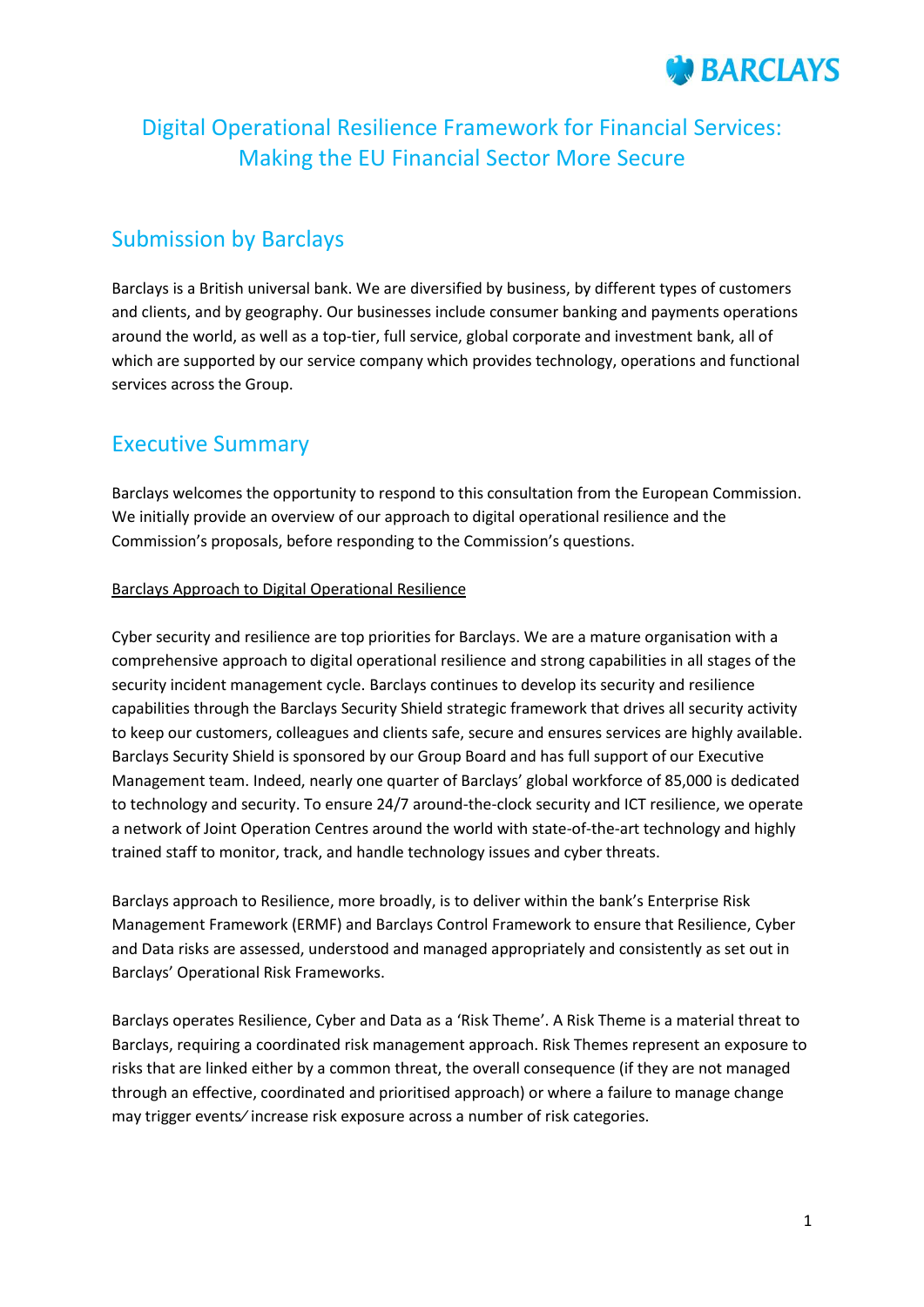# Digital Operational Resilience Framework for Financial Services: Making the EU Financial Sector More Secure

## Submission by Barclays

Barclays is a British universal bank. We are diversified by business, by different types of customers and clients, and by geography. Our businesses include consumer banking and payments operations around the world, as well as a top-tier, full service, global corporate and investment bank, all of which are supported by our service company which provides technology, operations and functional services across the Group.

## Executive Summary

Barclays welcomes the opportunity to respond to this consultation from the European Commission. We initially provide an overview of our approach to digital operational resilience and the Commission's proposals, before responding to the Commission's questions.

<u>Barclays Approach to Digital Operational Resilience</u>

Cyber security and resilience are top priorities for Barclays. We are a mature organisation with a comprehensive approach to digital operational resilience and strong capabilities in all stages of the security incident management cycle. Barclays continues to develop its security and resilience capabilities through the Barclays Security Shield strategic framework that drives all security activity to keep our customers, colleagues and clients safe, secure and ensures services are highly available. Barclays Security Shield is sponsored by our Group Board and has full support of our Executive Management team. Indeed, nearly one quarter of Barclays' global workforce of 85,000 is dedicated to technology and security. To ensure 24/7 around-the-clock security and ICT resilience, we operate a network of Joint Operation Centres around the world with state-of-the-art technology and highly trained staff to monitor, track, and handle technology issues and cyber threats.

Barclays approach to Resilience, more broadly, is to deliver within the bank's Enterprise Risk Management Framework (ERMF) and Barclays Control Framework to ensure that Resilience, Cyber and Data risks are assessed, understood and managed appropriately and consistently as set out in Barclays' Operational Risk Frameworks.

Barclays operates Resilience, Cyber and Data as a 'Risk Theme'. A Risk Theme is a material threat to Barclays, requiring a coordinated risk management approach. Risk Themes represent an exposure to risks that are linked either by a common threat, the overall consequence (if they are not managed through an effective, coordinated and prioritised approach) or where a failure to manage change may trigger events/increase risk exposure across a number of risk categories.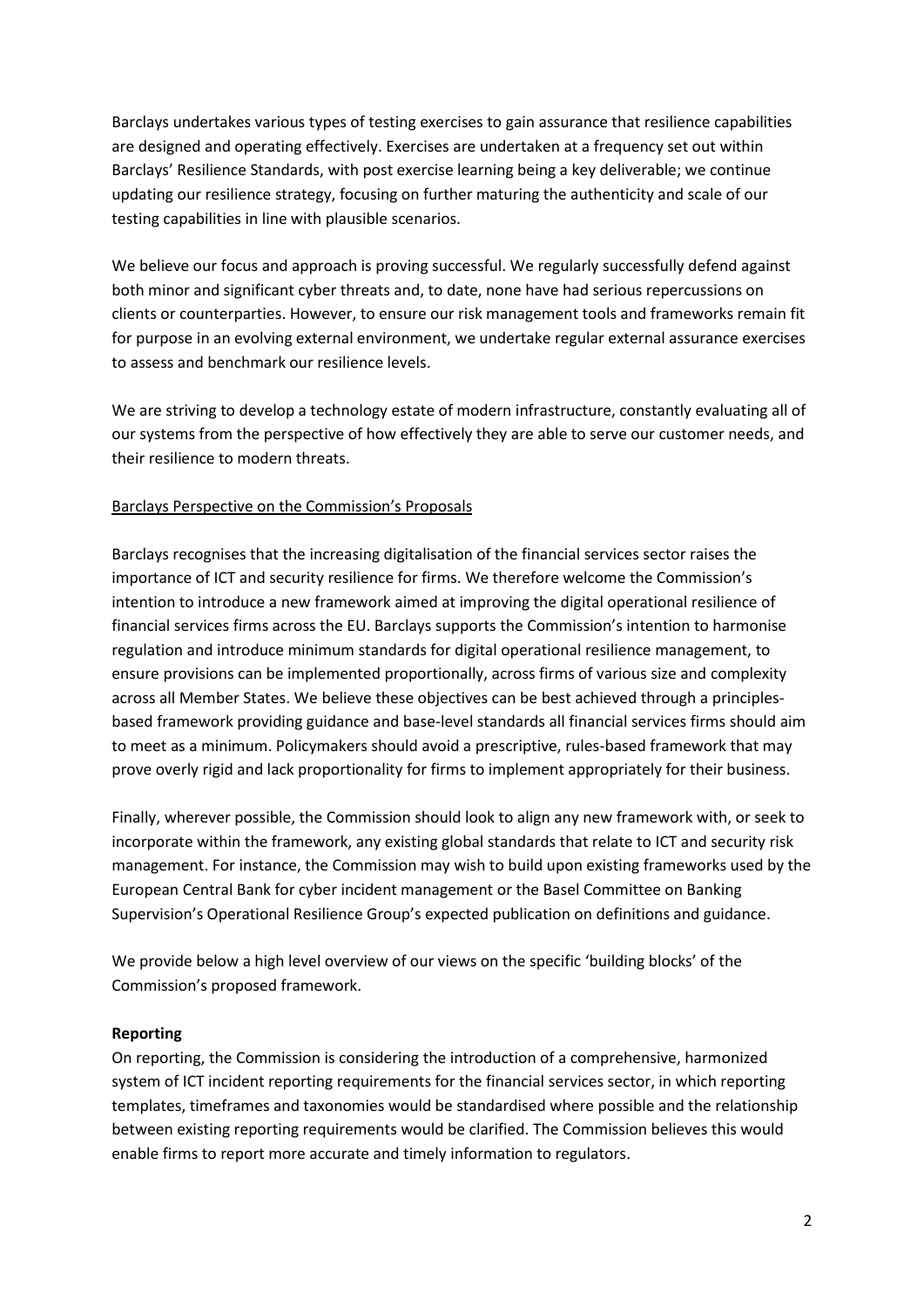Barclays undertakes various types of testing exercises to gain assurance that resilience capabilities are designed and operating effectively. Exercises are undertaken at a frequency set out within Barclays' Resilience Standards, with post exercise learning being a key deliverable; we continue updating our resilience strategy, focusing on further maturing the authenticity and scale of our testing capabilities in line with plausible scenarios.

We believe our focus and approach is proving successful. We regularly successfully defend against both minor and significant cyber threats and, to date, none have had serious repercussions on clients or counterparties. However, to ensure our risk management tools and frameworks remain fit for purpose in an evolving external environment, we undertake regular external assurance exercises to assess and benchmark our resilience levels.

We are striving to develop a technology estate of modern infrastructure, constantly evaluating all of our systems from the perspective of how effectively they are able to serve our customer needs, and their resilience to modern threats.

<u>Barclays Perspective on the Commission's Proposals</u>

Barclays recognises that the increasing digitalisation of the financial services sector raises the importance of ICT and security resilience for firms. We therefore welcome the Commission's intention to introduce a new framework aimed at improving the digital operational resilience of financial services firms across the EU. Barclays supports the Commission's intention to harmonise regulation and introduce minimum standards for digital operational resilience management, to ensure provisions can be implemented proportionally, across firms of various size and complexity across all Member States. We believe these objectives can be best achieved through a principles-based framework providing guidance and base-level standards all financial services firms should aim to meet as a minimum. Policymakers should avoid a prescriptive, rules-based framework that may prove overly rigid and lack proportionality for firms to implement appropriately for their business.

Finally, wherever possible, the Commission should look to align any new framework with, or seek to incorporate within the framework, any existing global standards that relate to ICT and security risk management. For instance, the Commission may wish to build upon existing frameworks used by the European Central Bank for cyber incident management or the Basel Committee on Banking Supervision's Operational Resilience Group's expected publication on definitions and guidance.

We provide below a high level overview of our views on the specific 'building blocks' of the Commission's proposed framework.

**Reporting**

On reporting, the Commission is considering the introduction of a comprehensive, harmonized system of ICT incident reporting requirements for the financial services sector, in which reporting templates, timeframes and taxonomies would be standardised where possible and the relationship between existing reporting requirements would be clarified. The Commission believes this would enable firms to report more accurate and timely information to regulators.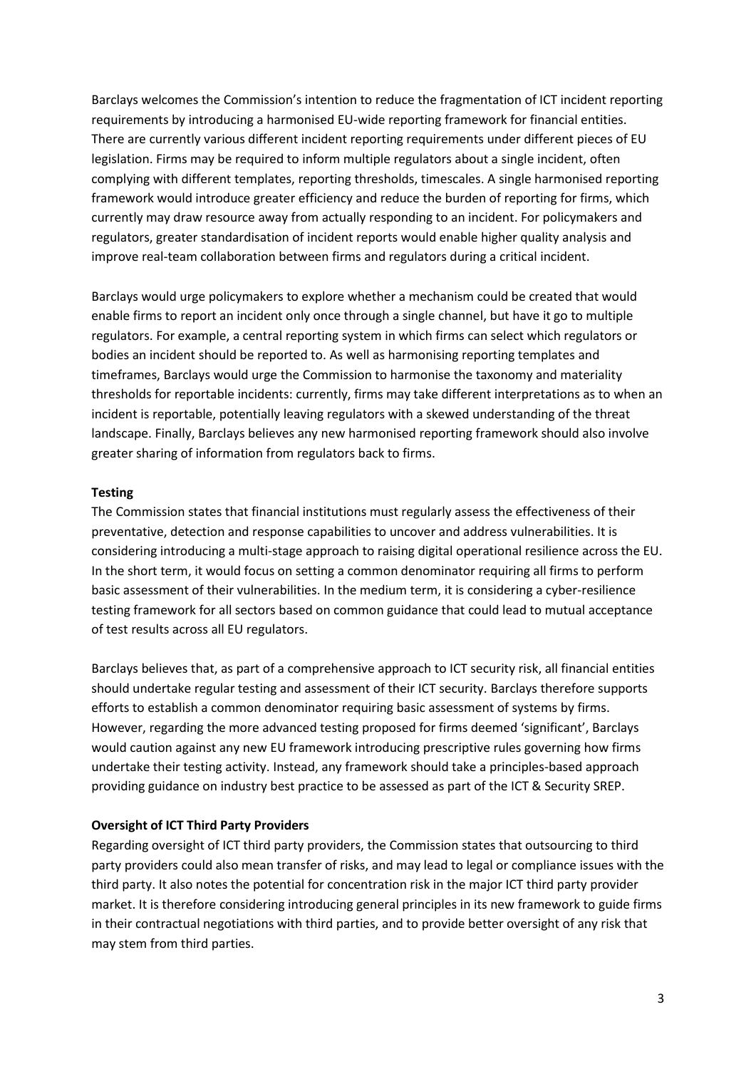Barclays welcomes the Commission's intention to reduce the fragmentation of ICT incident reporting requirements by introducing a harmonised EU-wide reporting framework for financial entities. There are currently various different incident reporting requirements under different pieces of EU legislation. Firms may be required to inform multiple regulators about a single incident, often complying with different templates, reporting thresholds, timescales. A single harmonised reporting framework would introduce greater efficiency and reduce the burden of reporting for firms, which currently may draw resource away from actually responding to an incident. For policymakers and regulators, greater standardisation of incident reports would enable higher quality analysis and improve real-team collaboration between firms and regulators during a critical incident.

Barclays would urge policymakers to explore whether a mechanism could be created that would enable firms to report an incident only once through a single channel, but have it go to multiple regulators. For example, a central reporting system in which firms can select which regulators or bodies an incident should be reported to. As well as harmonising reporting templates and timeframes, Barclays would urge the Commission to harmonise the taxonomy and materiality thresholds for reportable incidents: currently, firms may take different interpretations as to when an incident is reportable, potentially leaving regulators with a skewed understanding of the threat landscape. Finally, Barclays believes any new harmonised reporting framework should also involve greater sharing of information from regulators back to firms.

**Testing**

The Commission states that financial institutions must regularly assess the effectiveness of their preventative, detection and response capabilities to uncover and address vulnerabilities. It is considering introducing a multi-stage approach to raising digital operational resilience across the EU. In the short term, it would focus on setting a common denominator requiring all firms to perform basic assessment of their vulnerabilities. In the medium term, it is considering a cyber-resilience testing framework for all sectors based on common guidance that could lead to mutual acceptance of test results across all EU regulators.

Barclays believes that, as part of a comprehensive approach to ICT security risk, all financial entities should undertake regular testing and assessment of their ICT security. Barclays therefore supports efforts to establish a common denominator requiring basic assessment of systems by firms. However, regarding the more advanced testing proposed for firms deemed 'significant', Barclays would caution against any new EU framework introducing prescriptive rules governing how firms undertake their testing activity. Instead, any framework should take a principles-based approach providing guidance on industry best practice to be assessed as part of the ICT & Security SREP.

**Oversight of ICT Third Party Providers**

Regarding oversight of ICT third party providers, the Commission states that outsourcing to third party providers could also mean transfer of risks, and may lead to legal or compliance issues with the third party. It also notes the potential for concentration risk in the major ICT third party provider market. It is therefore considering introducing general principles in its new framework to guide firms in their contractual negotiations with third parties, and to provide better oversight of any risk that may stem from third parties.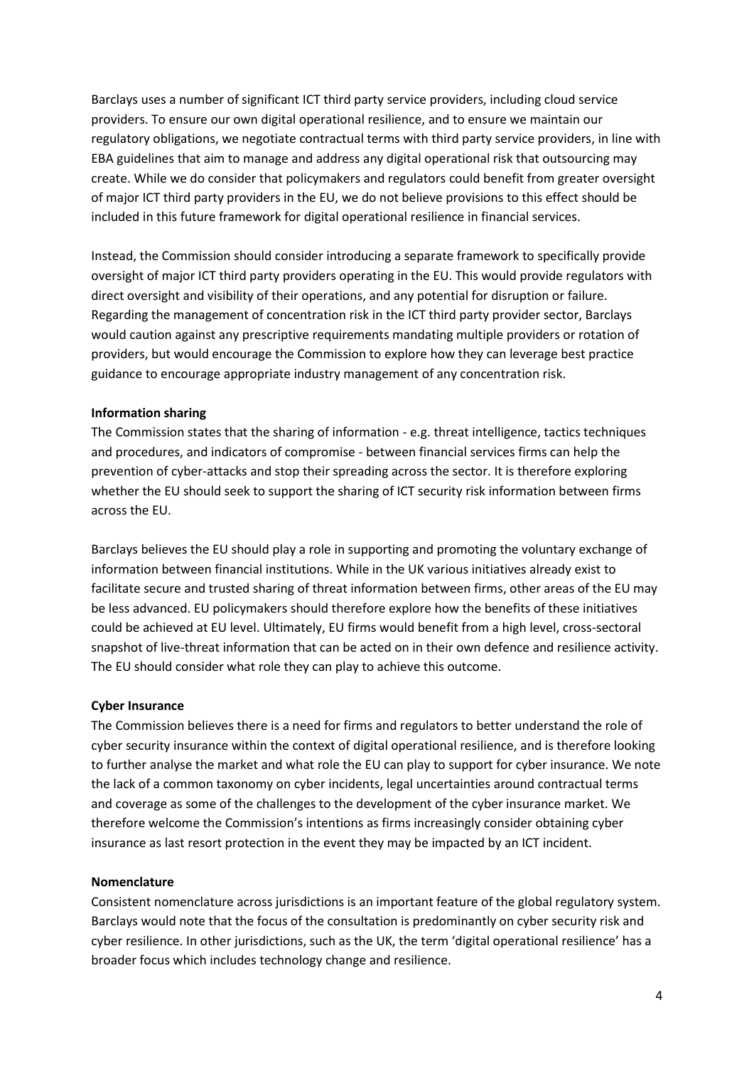Barclays uses a number of significant ICT third party service providers, including cloud service providers. To ensure our own digital operational resilience, and to ensure we maintain our regulatory obligations, we negotiate contractual terms with third party service providers, in line with EBA guidelines that aim to manage and address any digital operational risk that outsourcing may create. While we do consider that policymakers and regulators could benefit from greater oversight of major ICT third party providers in the EU, we do not believe provisions to this effect should be included in this future framework for digital operational resilience in financial services.

Instead, the Commission should consider introducing a separate framework to specifically provide oversight of major ICT third party providers operating in the EU. This would provide regulators with direct oversight and visibility of their operations, and any potential for disruption or failure. Regarding the management of concentration risk in the ICT third party provider sector, Barclays would caution against any prescriptive requirements mandating multiple providers or rotation of providers, but would encourage the Commission to explore how they can leverage best practice guidance to encourage appropriate industry management of any concentration risk.

**Information sharing**

The Commission states that the sharing of information - e.g. threat intelligence, tactics techniques and procedures, and indicators of compromise - between financial services firms can help the prevention of cyber-attacks and stop their spreading across the sector. It is therefore exploring whether the EU should seek to support the sharing of ICT security risk information between firms across the EU.

Barclays believes the EU should play a role in supporting and promoting the voluntary exchange of information between financial institutions. While in the UK various initiatives already exist to facilitate secure and trusted sharing of threat information between firms, other areas of the EU may be less advanced. EU policymakers should therefore explore how the benefits of these initiatives could be achieved at EU level. Ultimately, EU firms would benefit from a high level, cross-sectoral snapshot of live-threat information that can be acted on in their own defence and resilience activity. The EU should consider what role they can play to achieve this outcome.

**Cyber Insurance**

The Commission believes there is a need for firms and regulators to better understand the role of cyber security insurance within the context of digital operational resilience, and is therefore looking to further analyse the market and what role the EU can play to support for cyber insurance. We note the lack of a common taxonomy on cyber incidents, legal uncertainties around contractual terms and coverage as some of the challenges to the development of the cyber insurance market. We therefore welcome the Commission's intentions as firms increasingly consider obtaining cyber insurance as last resort protection in the event they may be impacted by an ICT incident.

**Nomenclature**

Consistent nomenclature across jurisdictions is an important feature of the global regulatory system. Barclays would note that the focus of the consultation is predominantly on cyber security risk and cyber resilience. In other jurisdictions, such as the UK, the term 'digital operational resilience' has a broader focus which includes technology change and resilience.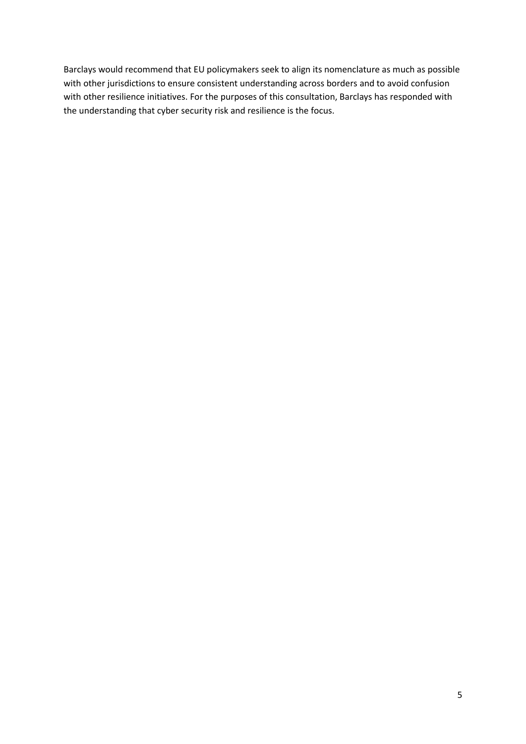Barclays would recommend that EU policymakers seek to align its nomenclature as much as possible with other jurisdictions to ensure consistent understanding across borders and to avoid confusion with other resilience initiatives. For the purposes of this consultation, Barclays has responded with the understanding that cyber security risk and resilience is the focus.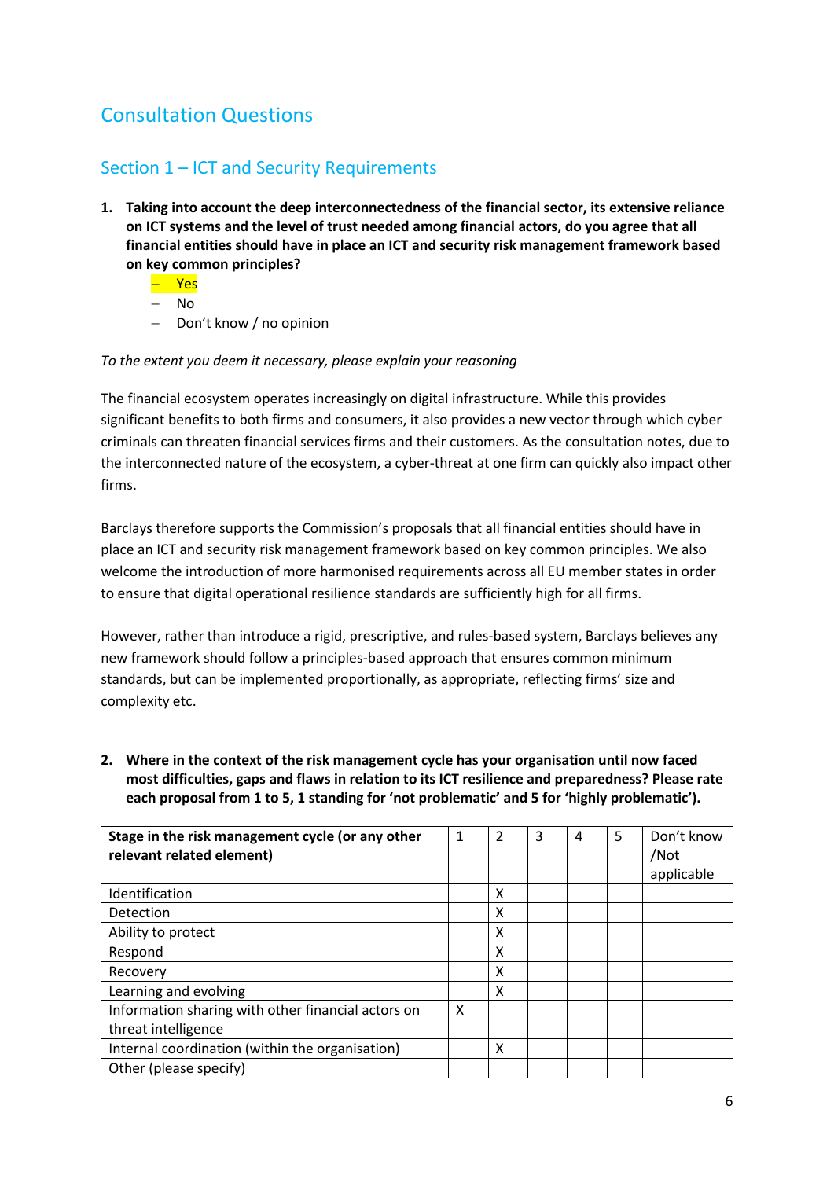# Consultation Questions

## Section 1 – ICT and Security Requirements

**1. Taking into account the deep interconnectedness of the financial sector, its extensive reliance on ICT systems and the level of trust needed among financial actors, do you agree that all financial entities should have in place an ICT and security risk management framework based on key common principles?**

- Yes
- No
- Don't know / no opinion

*To the extent you deem it necessary, please explain your reasoning*

The financial ecosystem operates increasingly on digital infrastructure. While this provides significant benefits to both firms and consumers, it also provides a new vector through which cyber criminals can threaten financial services firms and their customers. As the consultation notes, due to the interconnected nature of the ecosystem, a cyber-threat at one firm can quickly also impact other firms.

Barclays therefore supports the Commission's proposals that all financial entities should have in place an ICT and security risk management framework based on key common principles. We also welcome the introduction of more harmonised requirements across all EU member states in order to ensure that digital operational resilience standards are sufficiently high for all firms.

However, rather than introduce a rigid, prescriptive, and rules-based system, Barclays believes any new framework should follow a principles-based approach that ensures common minimum standards, but can be implemented proportionally, as appropriate, reflecting firms' size and complexity etc.

**2. Where in the context of the risk management cycle has your organisation until now faced most difficulties, gaps and flaws in relation to its ICT resilience and preparedness? Please rate each proposal from 1 to 5, 1 standing for 'not problematic' and 5 for 'highly problematic').**

| Stage in the risk management cycle (or any other relevant related element) | 1 | 2 | 3 | 4 | 5 | Don't know /Not applicable |
|---|---|---|---|---|---|---|
| Identification | | X | | | | |
| Detection | | X | | | | |
| Ability to protect | | X | | | | |
| Respond | | X | | | | |
| Recovery | | X | | | | |
| Learning and evolving | | X | | | | |
| Information sharing with other financial actors on threat intelligence | X | | | | | |
| Internal coordination (within the organisation) | | X | | | | |
| Other (please specify) | | | | | | |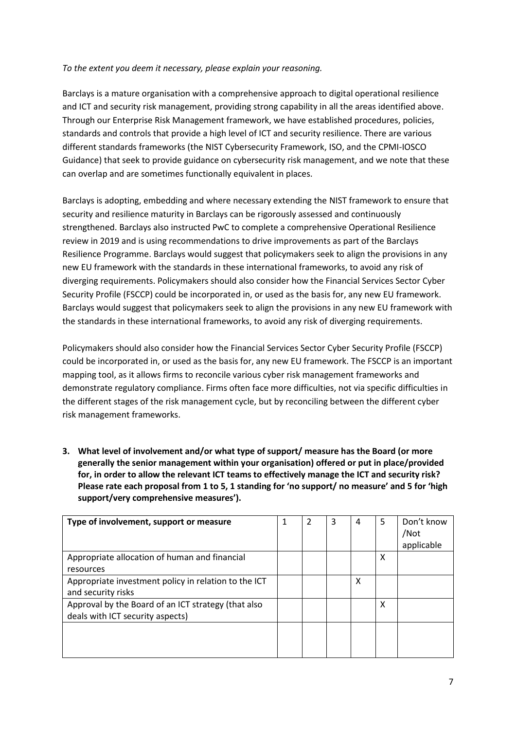*To the extent you deem it necessary, please explain your reasoning.*

Barclays is a mature organisation with a comprehensive approach to digital operational resilience and ICT and security risk management, providing strong capability in all the areas identified above. Through our Enterprise Risk Management framework, we have established procedures, policies, standards and controls that provide a high level of ICT and security resilience. There are various different standards frameworks (the NIST Cybersecurity Framework, ISO, and the CPMI-IOSCO Guidance) that seek to provide guidance on cybersecurity risk management, and we note that these can overlap and are sometimes functionally equivalent in places.

Barclays is adopting, embedding and where necessary extending the NIST framework to ensure that security and resilience maturity in Barclays can be rigorously assessed and continuously strengthened. Barclays also instructed PwC to complete a comprehensive Operational Resilience review in 2019 and is using recommendations to drive improvements as part of the Barclays Resilience Programme. Barclays would suggest that policymakers seek to align the provisions in any new EU framework with the standards in these international frameworks, to avoid any risk of diverging requirements. Policymakers should also consider how the Financial Services Sector Cyber Security Profile (FSCCP) could be incorporated in, or used as the basis for, any new EU framework. Barclays would suggest that policymakers seek to align the provisions in any new EU framework with the standards in these international frameworks, to avoid any risk of diverging requirements.

Policymakers should also consider how the Financial Services Sector Cyber Security Profile (FSCCP) could be incorporated in, or used as the basis for, any new EU framework. The FSCCP is an important mapping tool, as it allows firms to reconcile various cyber risk management frameworks and demonstrate regulatory compliance. Firms often face more difficulties, not via specific difficulties in the different stages of the risk management cycle, but by reconciling between the different cyber risk management frameworks.

3. **What level of involvement and/or what type of support/ measure has the Board (or more generally the senior management within your organisation) offered or put in place/provided for, in order to allow the relevant ICT teams to effectively manage the ICT and security risk? Please rate each proposal from 1 to 5, 1 standing for 'no support/ no measure' and 5 for 'high support/very comprehensive measures').**

| Type of involvement, support or measure | 1 | 2 | 3 | 4 | 5 | Don't know /Not applicable |
|---|---|---|---|---|---|---|
| Appropriate allocation of human and financial resources | | | | | X | |
| Appropriate investment policy in relation to the ICT and security risks | | | | X | | |
| Approval by the Board of an ICT strategy (that also deals with ICT security aspects) | | | | | X | |
| | | | | | | |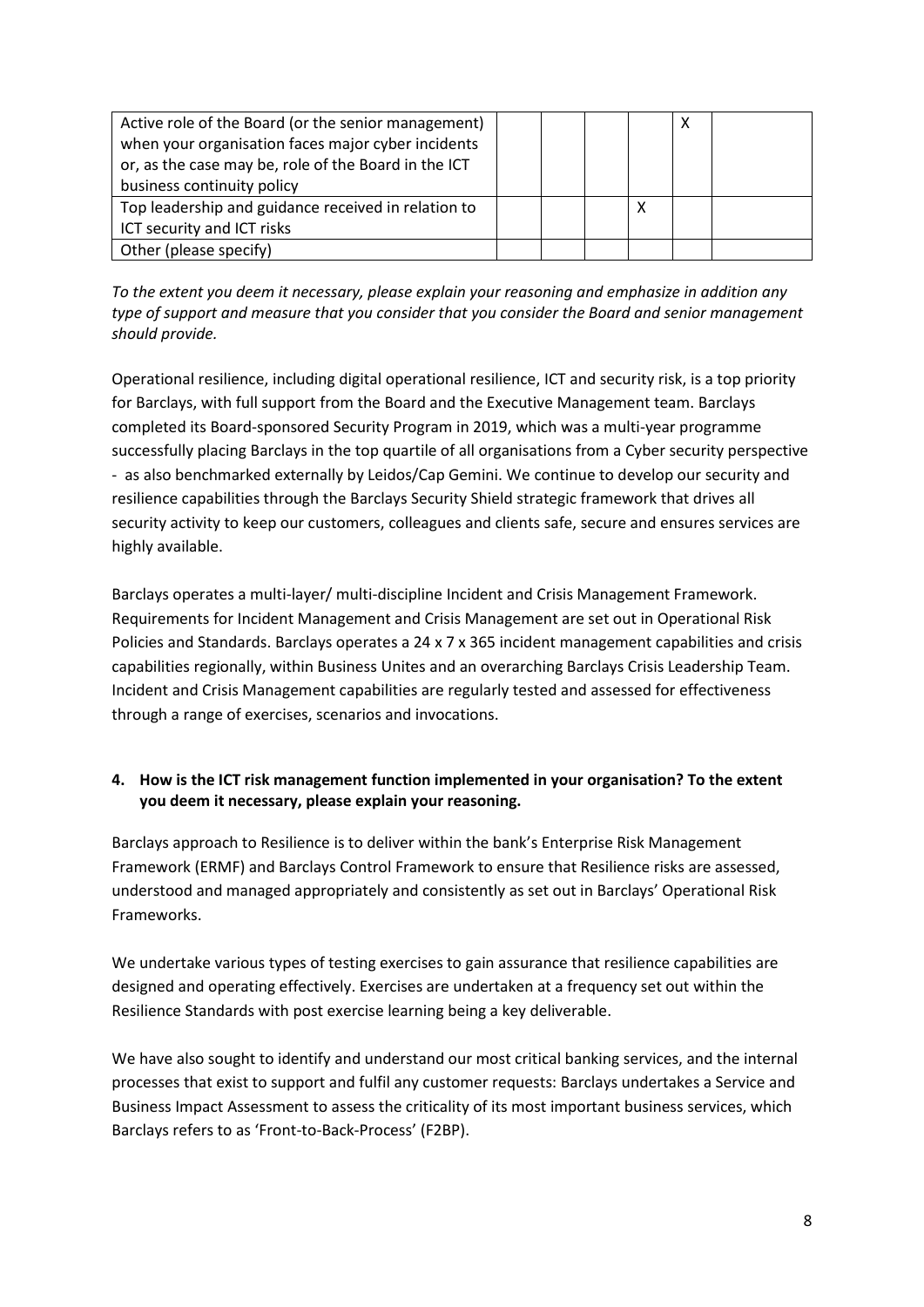| | | | | | | |
|---|---|---|---|---|---|---|
| Active role of the Board (or the senior management) when your organisation faces major cyber incidents or, as the case may be, role of the Board in the ICT business continuity policy | | | | | X | |
| Top leadership and guidance received in relation to ICT security and ICT risks | | | | X | | |
| Other (please specify) | | | | | | |

*To the extent you deem it necessary, please explain your reasoning and emphasize in addition any type of support and measure that you consider that you consider the Board and senior management should provide.*

Operational resilience, including digital operational resilience, ICT and security risk, is a top priority for Barclays, with full support from the Board and the Executive Management team. Barclays completed its Board-sponsored Security Program in 2019, which was a multi-year programme successfully placing Barclays in the top quartile of all organisations from a Cyber security perspective - as also benchmarked externally by Leidos/Cap Gemini. We continue to develop our security and resilience capabilities through the Barclays Security Shield strategic framework that drives all security activity to keep our customers, colleagues and clients safe, secure and ensures services are highly available.

Barclays operates a multi-layer/ multi-discipline Incident and Crisis Management Framework. Requirements for Incident Management and Crisis Management are set out in Operational Risk Policies and Standards. Barclays operates a 24 x 7 x 365 incident management capabilities and crisis capabilities regionally, within Business Unites and an overarching Barclays Crisis Leadership Team. Incident and Crisis Management capabilities are regularly tested and assessed for effectiveness through a range of exercises, scenarios and invocations.

**4. How is the ICT risk management function implemented in your organisation? To the extent you deem it necessary, please explain your reasoning.**

Barclays approach to Resilience is to deliver within the bank's Enterprise Risk Management Framework (ERMF) and Barclays Control Framework to ensure that Resilience risks are assessed, understood and managed appropriately and consistently as set out in Barclays' Operational Risk Frameworks.

We undertake various types of testing exercises to gain assurance that resilience capabilities are designed and operating effectively. Exercises are undertaken at a frequency set out within the Resilience Standards with post exercise learning being a key deliverable.

We have also sought to identify and understand our most critical banking services, and the internal processes that exist to support and fulfil any customer requests: Barclays undertakes a Service and Business Impact Assessment to assess the criticality of its most important business services, which Barclays refers to as 'Front-to-Back-Process' (F2BP).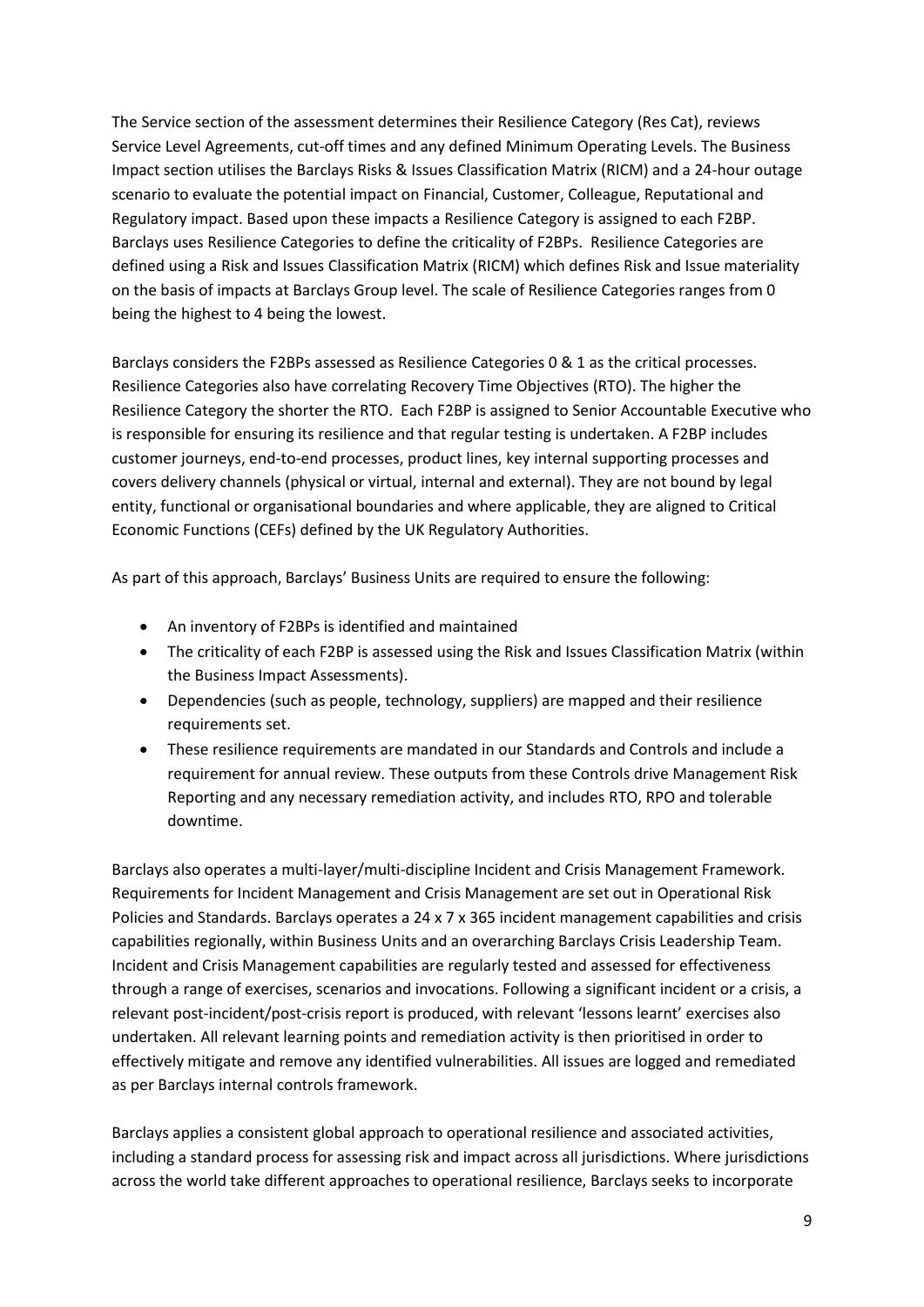The Service section of the assessment determines their Resilience Category (Res Cat), reviews Service Level Agreements, cut-off times and any defined Minimum Operating Levels. The Business Impact section utilises the Barclays Risks & Issues Classification Matrix (RICM) and a 24-hour outage scenario to evaluate the potential impact on Financial, Customer, Colleague, Reputational and Regulatory impact. Based upon these impacts a Resilience Category is assigned to each F2BP. Barclays uses Resilience Categories to define the criticality of F2BPs. Resilience Categories are defined using a Risk and Issues Classification Matrix (RICM) which defines Risk and Issue materiality on the basis of impacts at Barclays Group level. The scale of Resilience Categories ranges from 0 being the highest to 4 being the lowest.

Barclays considers the F2BPs assessed as Resilience Categories 0 & 1 as the critical processes. Resilience Categories also have correlating Recovery Time Objectives (RTO). The higher the Resilience Category the shorter the RTO. Each F2BP is assigned to Senior Accountable Executive who is responsible for ensuring its resilience and that regular testing is undertaken. A F2BP includes customer journeys, end-to-end processes, product lines, key internal supporting processes and covers delivery channels (physical or virtual, internal and external). They are not bound by legal entity, functional or organisational boundaries and where applicable, they are aligned to Critical Economic Functions (CEFs) defined by the UK Regulatory Authorities.

As part of this approach, Barclays' Business Units are required to ensure the following:

- An inventory of F2BPs is identified and maintained
- The criticality of each F2BP is assessed using the Risk and Issues Classification Matrix (within the Business Impact Assessments).
- Dependencies (such as people, technology, suppliers) are mapped and their resilience requirements set.
- These resilience requirements are mandated in our Standards and Controls and include a requirement for annual review. These outputs from these Controls drive Management Risk Reporting and any necessary remediation activity, and includes RTO, RPO and tolerable downtime.

Barclays also operates a multi-layer/multi-discipline Incident and Crisis Management Framework. Requirements for Incident Management and Crisis Management are set out in Operational Risk Policies and Standards. Barclays operates a 24 x 7 x 365 incident management capabilities and crisis capabilities regionally, within Business Units and an overarching Barclays Crisis Leadership Team. Incident and Crisis Management capabilities are regularly tested and assessed for effectiveness through a range of exercises, scenarios and invocations. Following a significant incident or a crisis, a relevant post-incident/post-crisis report is produced, with relevant 'lessons learnt' exercises also undertaken. All relevant learning points and remediation activity is then prioritised in order to effectively mitigate and remove any identified vulnerabilities. All issues are logged and remediated as per Barclays internal controls framework.

Barclays applies a consistent global approach to operational resilience and associated activities, including a standard process for assessing risk and impact across all jurisdictions. Where jurisdictions across the world take different approaches to operational resilience, Barclays seeks to incorporate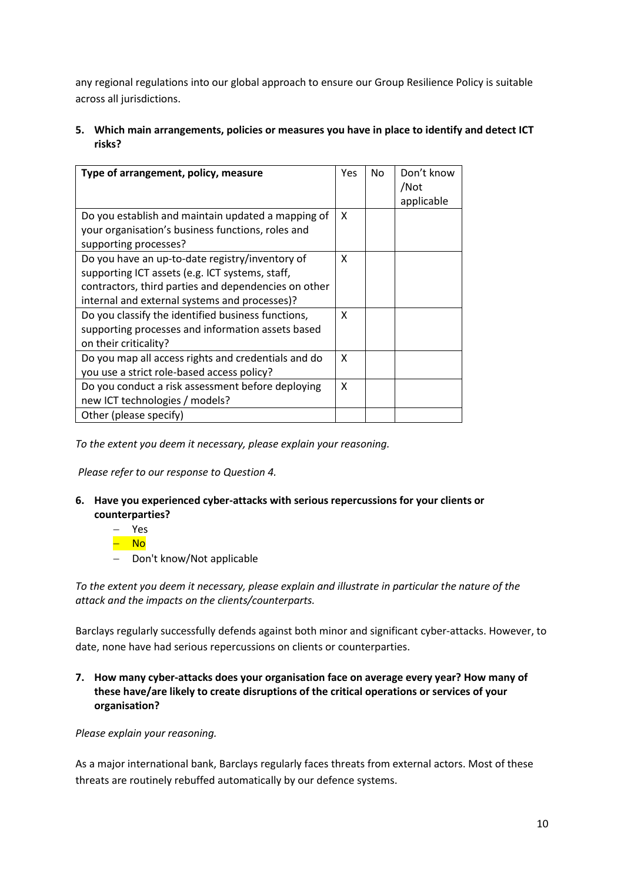any regional regulations into our global approach to ensure our Group Resilience Policy is suitable across all jurisdictions.

**5. Which main arrangements, policies or measures you have in place to identify and detect ICT risks?**

| Type of arrangement, policy, measure | Yes | No | Don't know /Not applicable |
|---|---|---|---|
| Do you establish and maintain updated a mapping of your organisation's business functions, roles and supporting processes? | X | | |
| Do you have an up-to-date registry/inventory of supporting ICT assets (e.g. ICT systems, staff, contractors, third parties and dependencies on other internal and external systems and processes)? | X | | |
| Do you classify the identified business functions, supporting processes and information assets based on their criticality? | X | | |
| Do you map all access rights and credentials and do you use a strict role-based access policy? | X | | |
| Do you conduct a risk assessment before deploying new ICT technologies / models? | X | | |
| Other (please specify) | | | |

*To the extent you deem it necessary, please explain your reasoning.*

*Please refer to our response to Question 4.*

**6. Have you experienced cyber-attacks with serious repercussions for your clients or counterparties?**

- Yes
- No
- Don't know/Not applicable

*To the extent you deem it necessary, please explain and illustrate in particular the nature of the attack and the impacts on the clients/counterparts.*

Barclays regularly successfully defends against both minor and significant cyber-attacks. However, to date, none have had serious repercussions on clients or counterparties.

**7. How many cyber-attacks does your organisation face on average every year? How many of these have/are likely to create disruptions of the critical operations or services of your organisation?**

*Please explain your reasoning.*

As a major international bank, Barclays regularly faces threats from external actors. Most of these threats are routinely rebuffed automatically by our defence systems.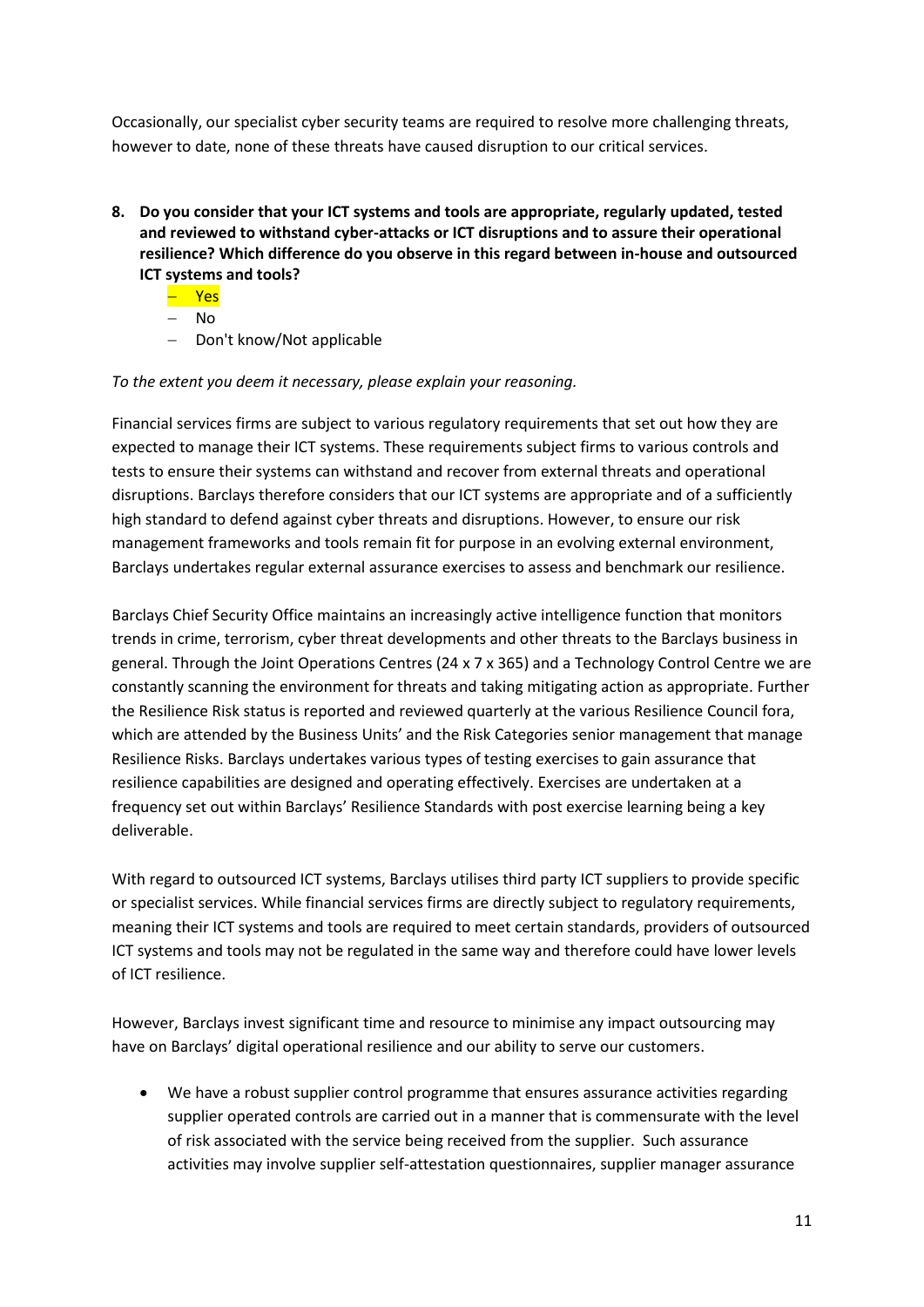Occasionally, our specialist cyber security teams are required to resolve more challenging threats, however to date, none of these threats have caused disruption to our critical services.

8. **Do you consider that your ICT systems and tools are appropriate, regularly updated, tested and reviewed to withstand cyber-attacks or ICT disruptions and to assure their operational resilience? Which difference do you observe in this regard between in-house and outsourced ICT systems and tools?**
   - Yes
   - No
   - Don't know/Not applicable

*To the extent you deem it necessary, please explain your reasoning.*

Financial services firms are subject to various regulatory requirements that set out how they are expected to manage their ICT systems. These requirements subject firms to various controls and tests to ensure their systems can withstand and recover from external threats and operational disruptions. Barclays therefore considers that our ICT systems are appropriate and of a sufficiently high standard to defend against cyber threats and disruptions. However, to ensure our risk management frameworks and tools remain fit for purpose in an evolving external environment, Barclays undertakes regular external assurance exercises to assess and benchmark our resilience.

Barclays Chief Security Office maintains an increasingly active intelligence function that monitors trends in crime, terrorism, cyber threat developments and other threats to the Barclays business in general. Through the Joint Operations Centres (24 x 7 x 365) and a Technology Control Centre we are constantly scanning the environment for threats and taking mitigating action as appropriate. Further the Resilience Risk status is reported and reviewed quarterly at the various Resilience Council fora, which are attended by the Business Units' and the Risk Categories senior management that manage Resilience Risks. Barclays undertakes various types of testing exercises to gain assurance that resilience capabilities are designed and operating effectively. Exercises are undertaken at a frequency set out within Barclays' Resilience Standards with post exercise learning being a key deliverable.

With regard to outsourced ICT systems, Barclays utilises third party ICT suppliers to provide specific or specialist services. While financial services firms are directly subject to regulatory requirements, meaning their ICT systems and tools are required to meet certain standards, providers of outsourced ICT systems and tools may not be regulated in the same way and therefore could have lower levels of ICT resilience.

However, Barclays invest significant time and resource to minimise any impact outsourcing may have on Barclays' digital operational resilience and our ability to serve our customers.

- We have a robust supplier control programme that ensures assurance activities regarding supplier operated controls are carried out in a manner that is commensurate with the level of risk associated with the service being received from the supplier. Such assurance activities may involve supplier self-attestation questionnaires, supplier manager assurance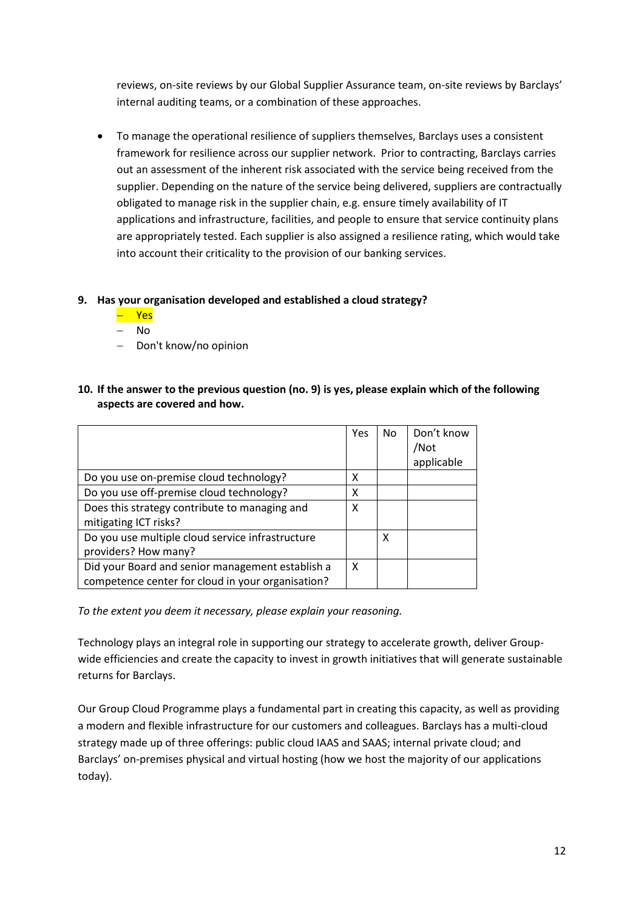reviews, on-site reviews by our Global Supplier Assurance team, on-site reviews by Barclays' internal auditing teams, or a combination of these approaches.

- To manage the operational resilience of suppliers themselves, Barclays uses a consistent framework for resilience across our supplier network. Prior to contracting, Barclays carries out an assessment of the inherent risk associated with the service being received from the supplier. Depending on the nature of the service being delivered, suppliers are contractually obligated to manage risk in the supplier chain, e.g. ensure timely availability of IT applications and infrastructure, facilities, and people to ensure that service continuity plans are appropriately tested. Each supplier is also assigned a resilience rating, which would take into account their criticality to the provision of our banking services.

**9. Has your organisation developed and established a cloud strategy?**

- Yes
- No
- Don't know/no opinion

**10. If the answer to the previous question (no. 9) is yes, please explain which of the following aspects are covered and how.**

| | Yes | No | Don't know /Not applicable |
|---|---|---|---|
| Do you use on-premise cloud technology? | X | | |
| Do you use off-premise cloud technology? | X | | |
| Does this strategy contribute to managing and mitigating ICT risks? | X | | |
| Do you use multiple cloud service infrastructure providers? How many? | | X | |
| Did your Board and senior management establish a competence center for cloud in your organisation? | X | | |

*To the extent you deem it necessary, please explain your reasoning.*

Technology plays an integral role in supporting our strategy to accelerate growth, deliver Group-wide efficiencies and create the capacity to invest in growth initiatives that will generate sustainable returns for Barclays.

Our Group Cloud Programme plays a fundamental part in creating this capacity, as well as providing a modern and flexible infrastructure for our customers and colleagues. Barclays has a multi-cloud strategy made up of three offerings: public cloud IAAS and SAAS; internal private cloud; and Barclays' on-premises physical and virtual hosting (how we host the majority of our applications today).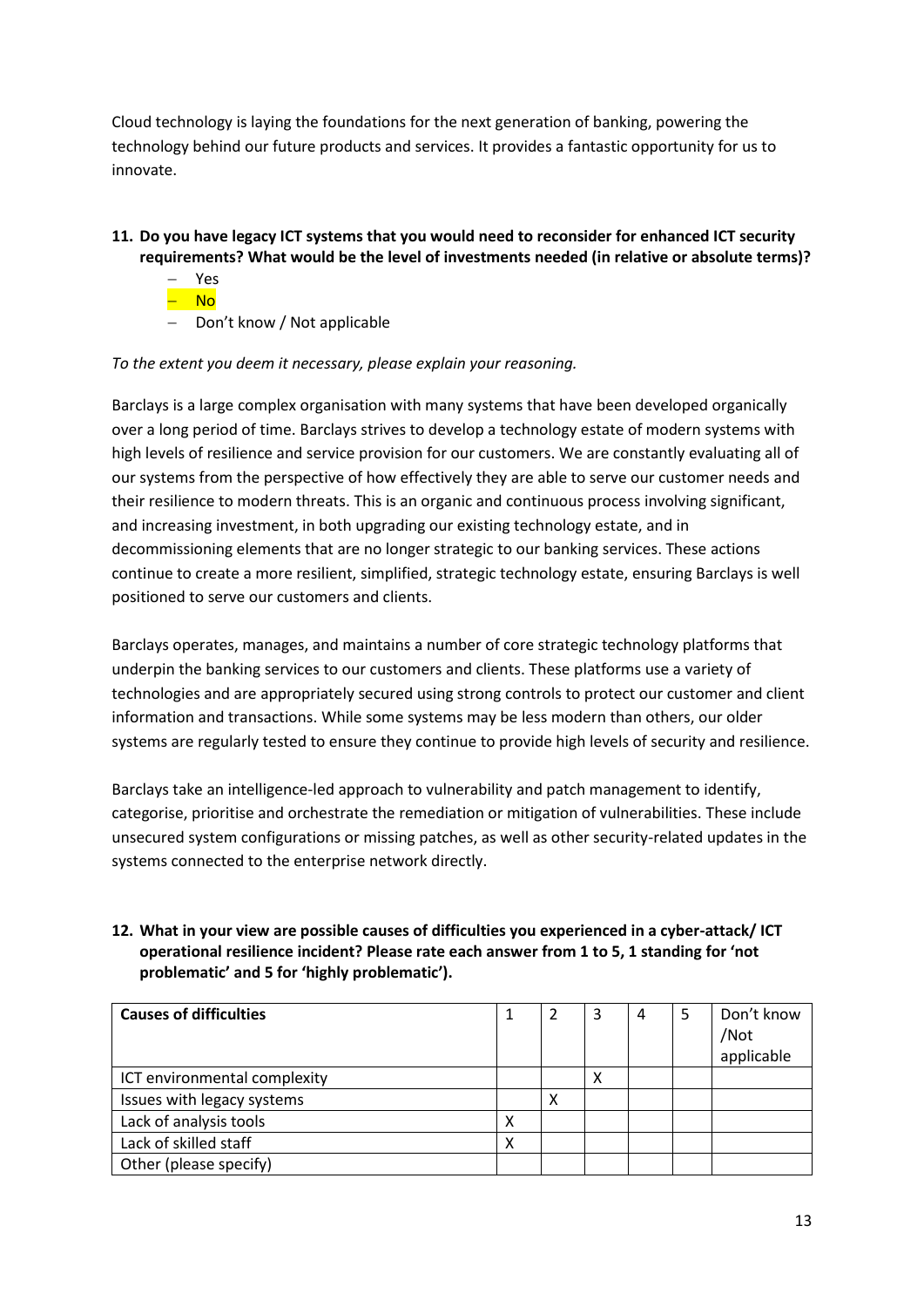Cloud technology is laying the foundations for the next generation of banking, powering the technology behind our future products and services. It provides a fantastic opportunity for us to innovate.

**11. Do you have legacy ICT systems that you would need to reconsider for enhanced ICT security requirements? What would be the level of investments needed (in relative or absolute terms)?**

- Yes
- No
- Don't know / Not applicable

*To the extent you deem it necessary, please explain your reasoning.*

Barclays is a large complex organisation with many systems that have been developed organically over a long period of time. Barclays strives to develop a technology estate of modern systems with high levels of resilience and service provision for our customers. We are constantly evaluating all of our systems from the perspective of how effectively they are able to serve our customer needs and their resilience to modern threats. This is an organic and continuous process involving significant, and increasing investment, in both upgrading our existing technology estate, and in decommissioning elements that are no longer strategic to our banking services. These actions continue to create a more resilient, simplified, strategic technology estate, ensuring Barclays is well positioned to serve our customers and clients.

Barclays operates, manages, and maintains a number of core strategic technology platforms that underpin the banking services to our customers and clients. These platforms use a variety of technologies and are appropriately secured using strong controls to protect our customer and client information and transactions. While some systems may be less modern than others, our older systems are regularly tested to ensure they continue to provide high levels of security and resilience.

Barclays take an intelligence-led approach to vulnerability and patch management to identify, categorise, prioritise and orchestrate the remediation or mitigation of vulnerabilities. These include unsecured system configurations or missing patches, as well as other security-related updates in the systems connected to the enterprise network directly.

**12. What in your view are possible causes of difficulties you experienced in a cyber-attack/ ICT operational resilience incident? Please rate each answer from 1 to 5, 1 standing for 'not problematic' and 5 for 'highly problematic').**

| Causes of difficulties | 1 | 2 | 3 | 4 | 5 | Don't know /Not applicable |
|---|---|---|---|---|---|---|
| ICT environmental complexity | | | X | | | |
| Issues with legacy systems | | X | | | | |
| Lack of analysis tools | X | | | | | |
| Lack of skilled staff | X | | | | | |
| Other (please specify) | | | | | | |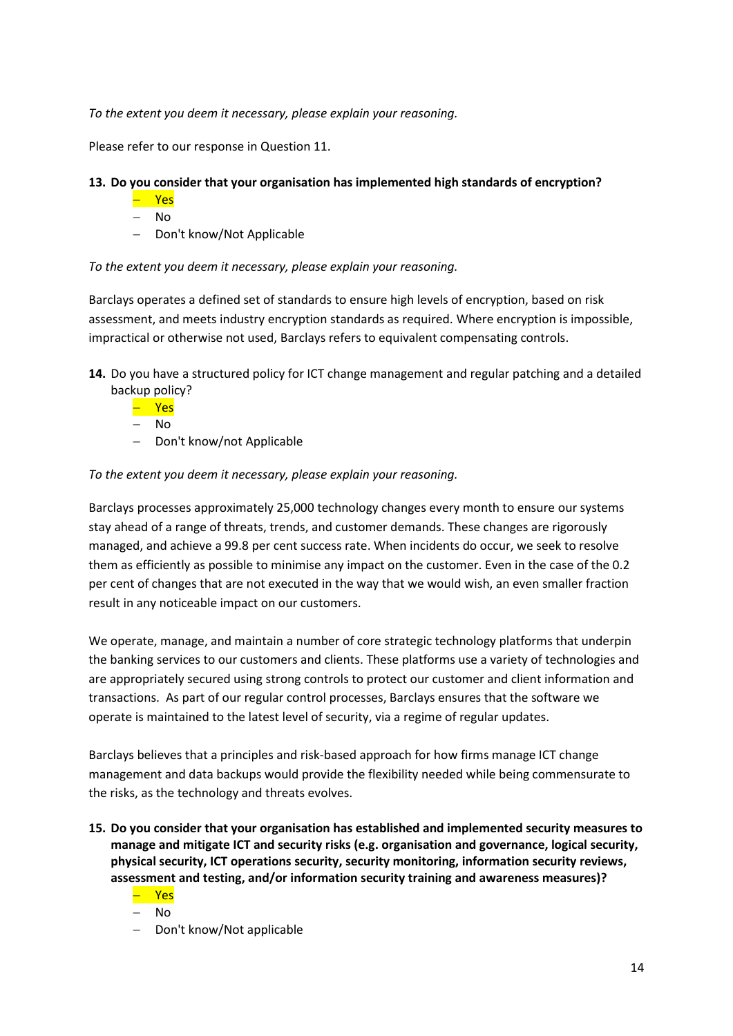*To the extent you deem it necessary, please explain your reasoning.*

Please refer to our response in Question 11.

**13. Do you consider that your organisation has implemented high standards of encryption?**

- Yes
- No
- Don't know/Not Applicable

*To the extent you deem it necessary, please explain your reasoning.*

Barclays operates a defined set of standards to ensure high levels of encryption, based on risk assessment, and meets industry encryption standards as required. Where encryption is impossible, impractical or otherwise not used, Barclays refers to equivalent compensating controls.

**14.** Do you have a structured policy for ICT change management and regular patching and a detailed backup policy?

- Yes
- No
- Don't know/not Applicable

*To the extent you deem it necessary, please explain your reasoning.*

Barclays processes approximately 25,000 technology changes every month to ensure our systems stay ahead of a range of threats, trends, and customer demands. These changes are rigorously managed, and achieve a 99.8 per cent success rate. When incidents do occur, we seek to resolve them as efficiently as possible to minimise any impact on the customer. Even in the case of the 0.2 per cent of changes that are not executed in the way that we would wish, an even smaller fraction result in any noticeable impact on our customers.

We operate, manage, and maintain a number of core strategic technology platforms that underpin the banking services to our customers and clients. These platforms use a variety of technologies and are appropriately secured using strong controls to protect our customer and client information and transactions. As part of our regular control processes, Barclays ensures that the software we operate is maintained to the latest level of security, via a regime of regular updates.

Barclays believes that a principles and risk-based approach for how firms manage ICT change management and data backups would provide the flexibility needed while being commensurate to the risks, as the technology and threats evolves.

**15. Do you consider that your organisation has established and implemented security measures to manage and mitigate ICT and security risks (e.g. organisation and governance, logical security, physical security, ICT operations security, security monitoring, information security reviews, assessment and testing, and/or information security training and awareness measures)?**

- Yes
- No
- Don't know/Not applicable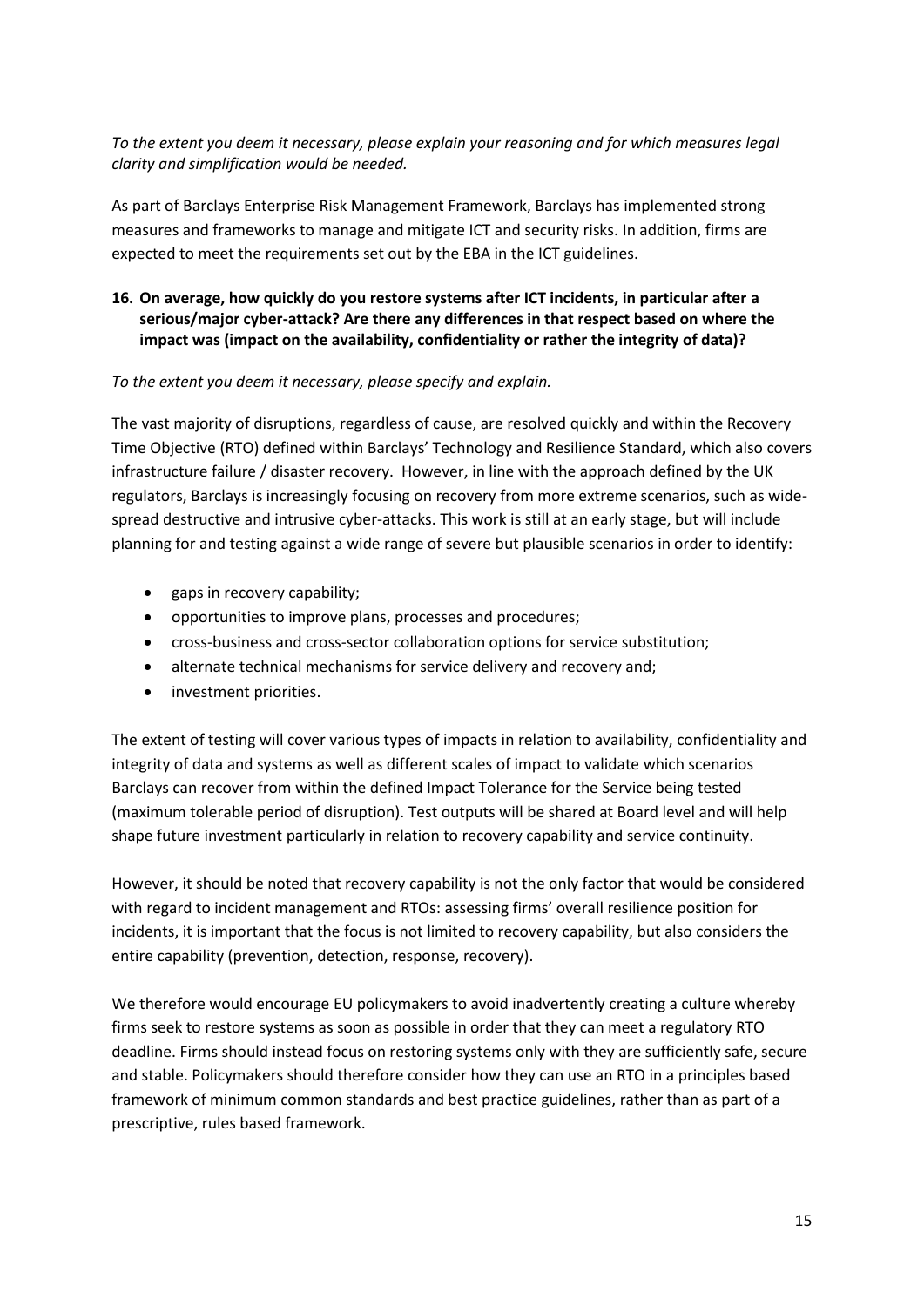*To the extent you deem it necessary, please explain your reasoning and for which measures legal clarity and simplification would be needed.*

As part of Barclays Enterprise Risk Management Framework, Barclays has implemented strong measures and frameworks to manage and mitigate ICT and security risks. In addition, firms are expected to meet the requirements set out by the EBA in the ICT guidelines.

**16. On average, how quickly do you restore systems after ICT incidents, in particular after a serious/major cyber-attack? Are there any differences in that respect based on where the impact was (impact on the availability, confidentiality or rather the integrity of data)?**

*To the extent you deem it necessary, please specify and explain.*

The vast majority of disruptions, regardless of cause, are resolved quickly and within the Recovery Time Objective (RTO) defined within Barclays' Technology and Resilience Standard, which also covers infrastructure failure / disaster recovery. However, in line with the approach defined by the UK regulators, Barclays is increasingly focusing on recovery from more extreme scenarios, such as wide-spread destructive and intrusive cyber-attacks. This work is still at an early stage, but will include planning for and testing against a wide range of severe but plausible scenarios in order to identify:

- gaps in recovery capability;
- opportunities to improve plans, processes and procedures;
- cross-business and cross-sector collaboration options for service substitution;
- alternate technical mechanisms for service delivery and recovery and;
- investment priorities.

The extent of testing will cover various types of impacts in relation to availability, confidentiality and integrity of data and systems as well as different scales of impact to validate which scenarios Barclays can recover from within the defined Impact Tolerance for the Service being tested (maximum tolerable period of disruption). Test outputs will be shared at Board level and will help shape future investment particularly in relation to recovery capability and service continuity.

However, it should be noted that recovery capability is not the only factor that would be considered with regard to incident management and RTOs: assessing firms' overall resilience position for incidents, it is important that the focus is not limited to recovery capability, but also considers the entire capability (prevention, detection, response, recovery).

We therefore would encourage EU policymakers to avoid inadvertently creating a culture whereby firms seek to restore systems as soon as possible in order that they can meet a regulatory RTO deadline. Firms should instead focus on restoring systems only with they are sufficiently safe, secure and stable. Policymakers should therefore consider how they can use an RTO in a principles based framework of minimum common standards and best practice guidelines, rather than as part of a prescriptive, rules based framework.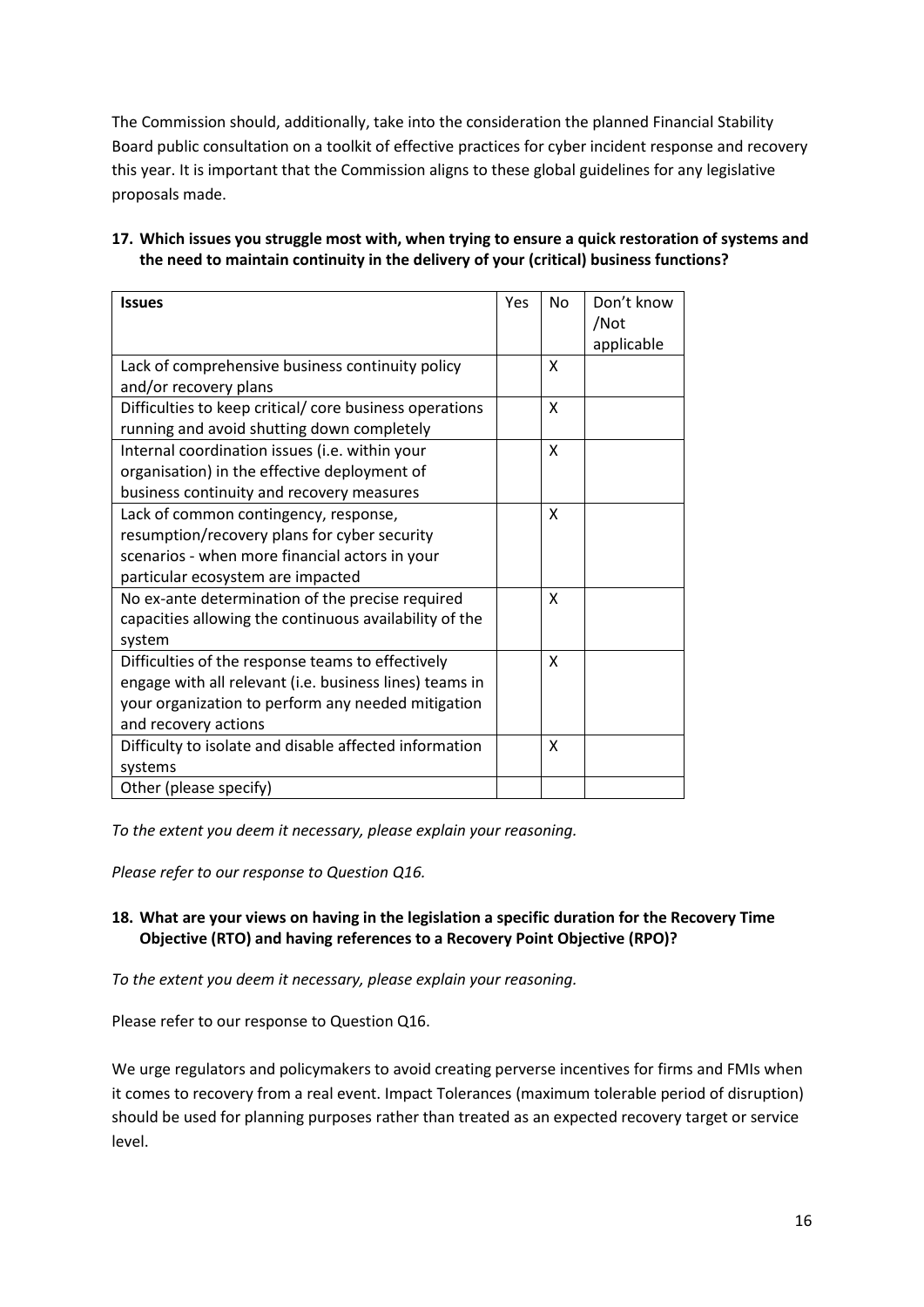The Commission should, additionally, take into the consideration the planned Financial Stability Board public consultation on a toolkit of effective practices for cyber incident response and recovery this year. It is important that the Commission aligns to these global guidelines for any legislative proposals made.

**17. Which issues you struggle most with, when trying to ensure a quick restoration of systems and the need to maintain continuity in the delivery of your (critical) business functions?**

| **Issues** | Yes | No | Don't know /Not applicable |
|---|---|---|---|
| Lack of comprehensive business continuity policy and/or recovery plans | | X | |
| Difficulties to keep critical/ core business operations running and avoid shutting down completely | | X | |
| Internal coordination issues (i.e. within your organisation) in the effective deployment of business continuity and recovery measures | | X | |
| Lack of common contingency, response, resumption/recovery plans for cyber security scenarios - when more financial actors in your particular ecosystem are impacted | | X | |
| No ex-ante determination of the precise required capacities allowing the continuous availability of the system | | X | |
| Difficulties of the response teams to effectively engage with all relevant (i.e. business lines) teams in your organization to perform any needed mitigation and recovery actions | | X | |
| Difficulty to isolate and disable affected information systems | | X | |
| Other (please specify) | | | |

*To the extent you deem it necessary, please explain your reasoning.*

*Please refer to our response to Question Q16.*

**18. What are your views on having in the legislation a specific duration for the Recovery Time Objective (RTO) and having references to a Recovery Point Objective (RPO)?**

*To the extent you deem it necessary, please explain your reasoning.*

Please refer to our response to Question Q16.

We urge regulators and policymakers to avoid creating perverse incentives for firms and FMIs when it comes to recovery from a real event. Impact Tolerances (maximum tolerable period of disruption) should be used for planning purposes rather than treated as an expected recovery target or service level.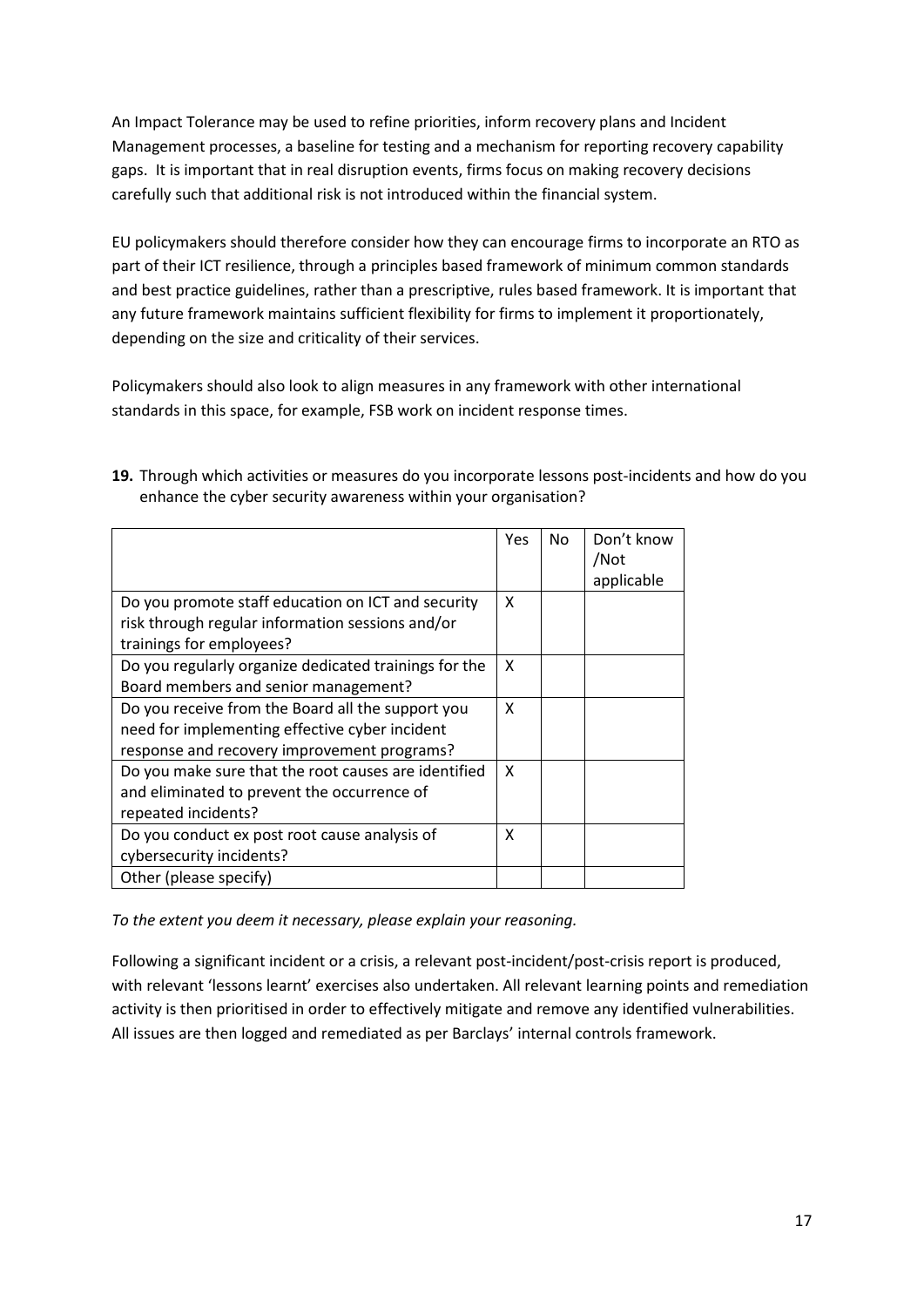An Impact Tolerance may be used to refine priorities, inform recovery plans and Incident Management processes, a baseline for testing and a mechanism for reporting recovery capability gaps. It is important that in real disruption events, firms focus on making recovery decisions carefully such that additional risk is not introduced within the financial system.

EU policymakers should therefore consider how they can encourage firms to incorporate an RTO as part of their ICT resilience, through a principles based framework of minimum common standards and best practice guidelines, rather than a prescriptive, rules based framework. It is important that any future framework maintains sufficient flexibility for firms to implement it proportionately, depending on the size and criticality of their services.

Policymakers should also look to align measures in any framework with other international standards in this space, for example, FSB work on incident response times.

**19.** Through which activities or measures do you incorporate lessons post-incidents and how do you enhance the cyber security awareness within your organisation?

| | Yes | No | Don't know /Not applicable |
|---|---|---|---|
| Do you promote staff education on ICT and security risk through regular information sessions and/or trainings for employees? | X | | |
| Do you regularly organize dedicated trainings for the Board members and senior management? | X | | |
| Do you receive from the Board all the support you need for implementing effective cyber incident response and recovery improvement programs? | X | | |
| Do you make sure that the root causes are identified and eliminated to prevent the occurrence of repeated incidents? | X | | |
| Do you conduct ex post root cause analysis of cybersecurity incidents? | X | | |
| Other (please specify) | | | |

*To the extent you deem it necessary, please explain your reasoning.*

Following a significant incident or a crisis, a relevant post-incident/post-crisis report is produced, with relevant 'lessons learnt' exercises also undertaken. All relevant learning points and remediation activity is then prioritised in order to effectively mitigate and remove any identified vulnerabilities. All issues are then logged and remediated as per Barclays' internal controls framework.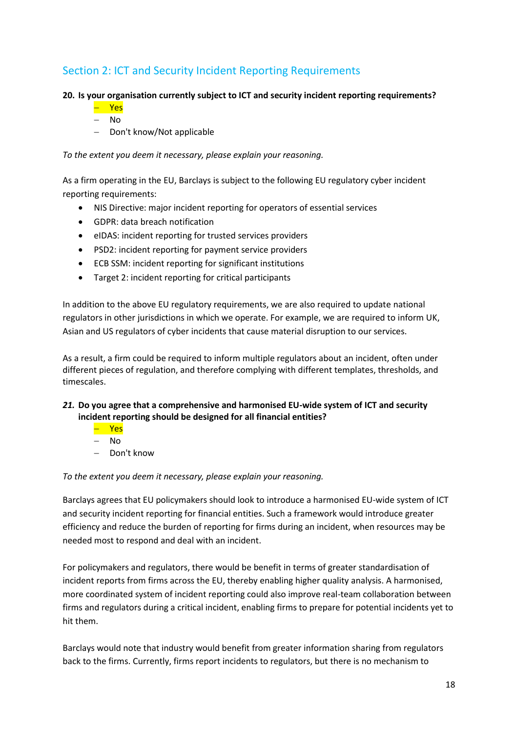## Section 2: ICT and Security Incident Reporting Requirements

**20. Is your organisation currently subject to ICT and security incident reporting requirements?**

- Yes
- No
- Don't know/Not applicable

*To the extent you deem it necessary, please explain your reasoning.*

As a firm operating in the EU, Barclays is subject to the following EU regulatory cyber incident reporting requirements:

- NIS Directive: major incident reporting for operators of essential services
- GDPR: data breach notification
- eIDAS: incident reporting for trusted services providers
- PSD2: incident reporting for payment service providers
- ECB SSM: incident reporting for significant institutions
- Target 2: incident reporting for critical participants

In addition to the above EU regulatory requirements, we are also required to update national regulators in other jurisdictions in which we operate. For example, we are required to inform UK, Asian and US regulators of cyber incidents that cause material disruption to our services.

As a result, a firm could be required to inform multiple regulators about an incident, often under different pieces of regulation, and therefore complying with different templates, thresholds, and timescales.

***21.* Do you agree that a comprehensive and harmonised EU-wide system of ICT and security incident reporting should be designed for all financial entities?**

- Yes
- No
- Don't know

*To the extent you deem it necessary, please explain your reasoning.*

Barclays agrees that EU policymakers should look to introduce a harmonised EU-wide system of ICT and security incident reporting for financial entities. Such a framework would introduce greater efficiency and reduce the burden of reporting for firms during an incident, when resources may be needed most to respond and deal with an incident.

For policymakers and regulators, there would be benefit in terms of greater standardisation of incident reports from firms across the EU, thereby enabling higher quality analysis. A harmonised, more coordinated system of incident reporting could also improve real-team collaboration between firms and regulators during a critical incident, enabling firms to prepare for potential incidents yet to hit them.

Barclays would note that industry would benefit from greater information sharing from regulators back to the firms. Currently, firms report incidents to regulators, but there is no mechanism to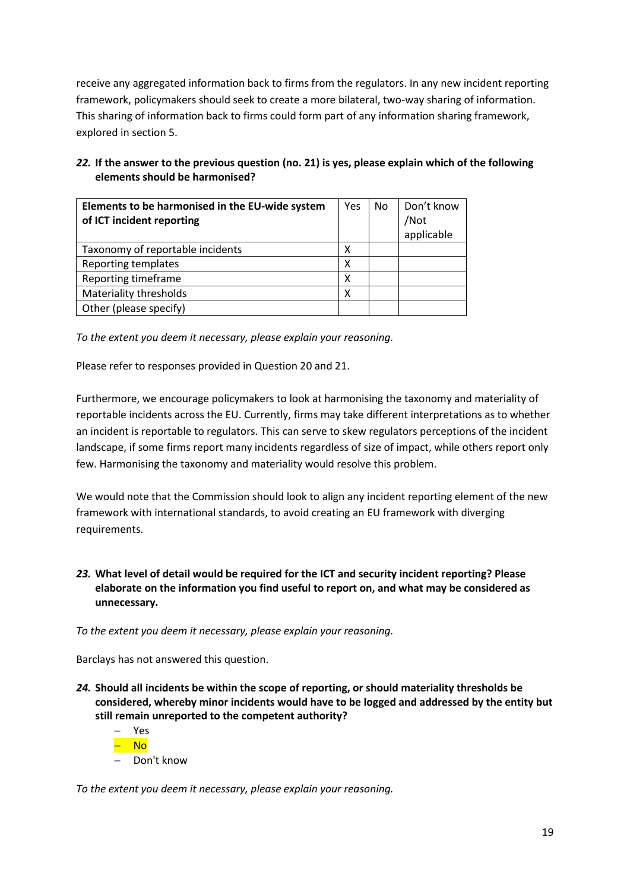receive any aggregated information back to firms from the regulators. In any new incident reporting framework, policymakers should seek to create a more bilateral, two-way sharing of information. This sharing of information back to firms could form part of any information sharing framework, explored in section 5.

***22.* If the answer to the previous question (no. 21) is yes, please explain which of the following elements should be harmonised?**

| **Elements to be harmonised in the EU-wide system of ICT incident reporting** | Yes | No | Don't know /Not applicable |
|---|---|---|---|
| Taxonomy of reportable incidents | X | | |
| Reporting templates | X | | |
| Reporting timeframe | X | | |
| Materiality thresholds | X | | |
| Other (please specify) | | | |

*To the extent you deem it necessary, please explain your reasoning.*

Please refer to responses provided in Question 20 and 21.

Furthermore, we encourage policymakers to look at harmonising the taxonomy and materiality of reportable incidents across the EU. Currently, firms may take different interpretations as to whether an incident is reportable to regulators. This can serve to skew regulators perceptions of the incident landscape, if some firms report many incidents regardless of size of impact, while others report only few. Harmonising the taxonomy and materiality would resolve this problem.

We would note that the Commission should look to align any incident reporting element of the new framework with international standards, to avoid creating an EU framework with diverging requirements.

***23.* What level of detail would be required for the ICT and security incident reporting? Please elaborate on the information you find useful to report on, and what may be considered as unnecessary.**

*To the extent you deem it necessary, please explain your reasoning.*

Barclays has not answered this question.

***24.* Should all incidents be within the scope of reporting, or should materiality thresholds be considered, whereby minor incidents would have to be logged and addressed by the entity but still remain unreported to the competent authority?**

- Yes
- No
- Don't know

*To the extent you deem it necessary, please explain your reasoning.*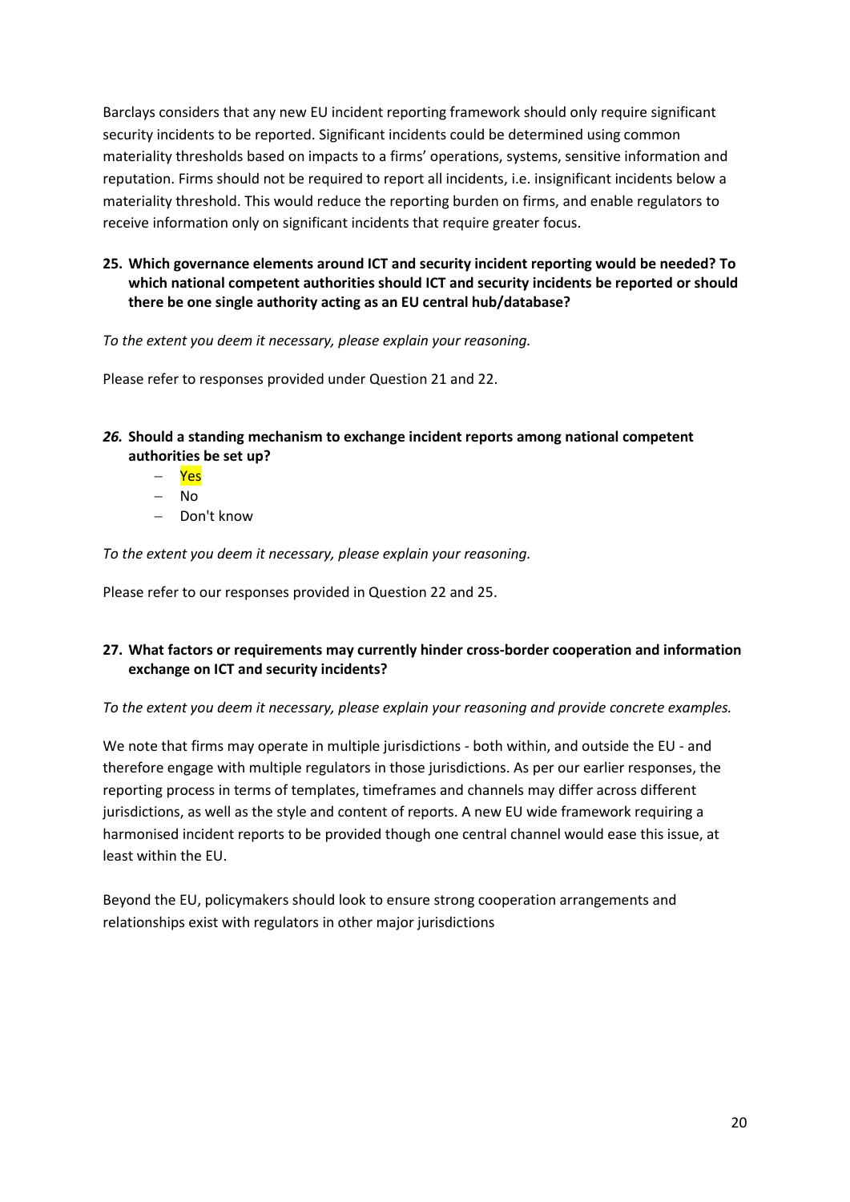Barclays considers that any new EU incident reporting framework should only require significant security incidents to be reported. Significant incidents could be determined using common materiality thresholds based on impacts to a firms' operations, systems, sensitive information and reputation. Firms should not be required to report all incidents, i.e. insignificant incidents below a materiality threshold. This would reduce the reporting burden on firms, and enable regulators to receive information only on significant incidents that require greater focus.

**25. Which governance elements around ICT and security incident reporting would be needed? To which national competent authorities should ICT and security incidents be reported or should there be one single authority acting as an EU central hub/database?**

*To the extent you deem it necessary, please explain your reasoning.*

Please refer to responses provided under Question 21 and 22.

***26.*** **Should a standing mechanism to exchange incident reports among national competent authorities be set up?**

- Yes
- No
- Don't know

*To the extent you deem it necessary, please explain your reasoning.*

Please refer to our responses provided in Question 22 and 25.

**27. What factors or requirements may currently hinder cross-border cooperation and information exchange on ICT and security incidents?**

*To the extent you deem it necessary, please explain your reasoning and provide concrete examples.*

We note that firms may operate in multiple jurisdictions - both within, and outside the EU - and therefore engage with multiple regulators in those jurisdictions. As per our earlier responses, the reporting process in terms of templates, timeframes and channels may differ across different jurisdictions, as well as the style and content of reports. A new EU wide framework requiring a harmonised incident reports to be provided though one central channel would ease this issue, at least within the EU.

Beyond the EU, policymakers should look to ensure strong cooperation arrangements and relationships exist with regulators in other major jurisdictions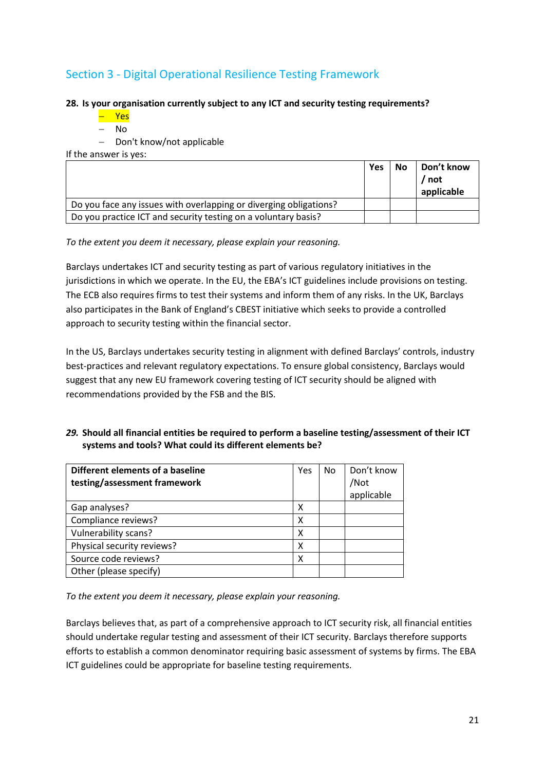## Section 3 - Digital Operational Resilience Testing Framework

**28. Is your organisation currently subject to any ICT and security testing requirements?**

- Yes
- No
- Don't know/not applicable

If the answer is yes:

| | **Yes** | **No** | **Don't know / not applicable** |
|---|---|---|---|
| Do you face any issues with overlapping or diverging obligations? | | | |
| Do you practice ICT and security testing on a voluntary basis? | | | |

*To the extent you deem it necessary, please explain your reasoning.*

Barclays undertakes ICT and security testing as part of various regulatory initiatives in the jurisdictions in which we operate. In the EU, the EBA's ICT guidelines include provisions on testing. The ECB also requires firms to test their systems and inform them of any risks. In the UK, Barclays also participates in the Bank of England's CBEST initiative which seeks to provide a controlled approach to security testing within the financial sector.

In the US, Barclays undertakes security testing in alignment with defined Barclays' controls, industry best-practices and relevant regulatory expectations. To ensure global consistency, Barclays would suggest that any new EU framework covering testing of ICT security should be aligned with recommendations provided by the FSB and the BIS.

***29.* Should all financial entities be required to perform a baseline testing/assessment of their ICT systems and tools? What could its different elements be?**

| **Different elements of a baseline testing/assessment framework** | Yes | No | Don't know /Not applicable |
|---|---|---|---|
| Gap analyses? | X | | |
| Compliance reviews? | X | | |
| Vulnerability scans? | X | | |
| Physical security reviews? | X | | |
| Source code reviews? | X | | |
| Other (please specify) | | | |

*To the extent you deem it necessary, please explain your reasoning.*

Barclays believes that, as part of a comprehensive approach to ICT security risk, all financial entities should undertake regular testing and assessment of their ICT security. Barclays therefore supports efforts to establish a common denominator requiring basic assessment of systems by firms. The EBA ICT guidelines could be appropriate for baseline testing requirements.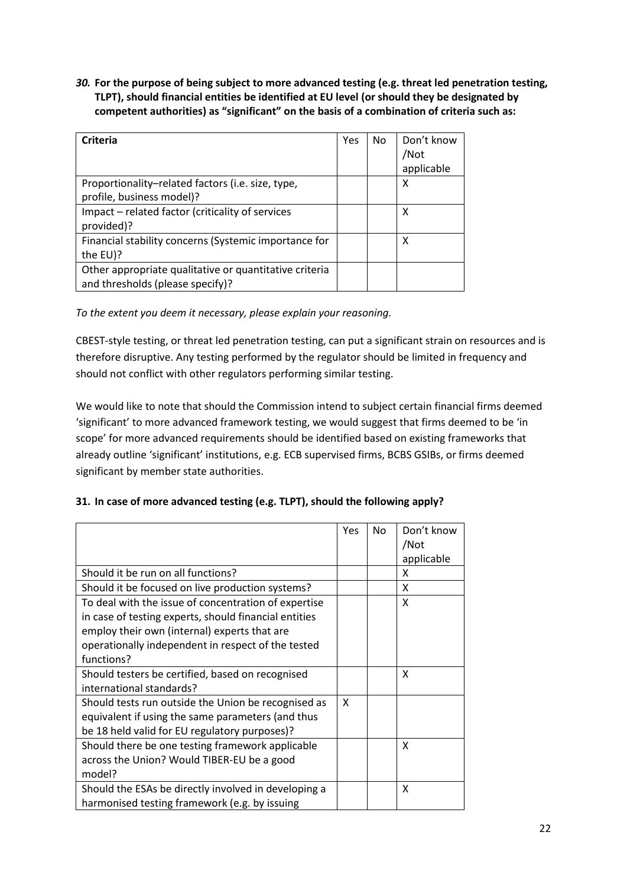***30.*** **For the purpose of being subject to more advanced testing (e.g. threat led penetration testing, TLPT), should financial entities be identified at EU level (or should they be designated by competent authorities) as "significant" on the basis of a combination of criteria such as:**

| Criteria | Yes | No | Don't know /Not applicable |
|---|---|---|---|
| Proportionality–related factors (i.e. size, type, profile, business model)? | | | X |
| Impact – related factor (criticality of services provided)? | | | X |
| Financial stability concerns (Systemic importance for the EU)? | | | X |
| Other appropriate qualitative or quantitative criteria and thresholds (please specify)? | | | |

*To the extent you deem it necessary, please explain your reasoning.*

CBEST-style testing, or threat led penetration testing, can put a significant strain on resources and is therefore disruptive. Any testing performed by the regulator should be limited in frequency and should not conflict with other regulators performing similar testing.

We would like to note that should the Commission intend to subject certain financial firms deemed 'significant' to more advanced framework testing, we would suggest that firms deemed to be 'in scope' for more advanced requirements should be identified based on existing frameworks that already outline 'significant' institutions, e.g. ECB supervised firms, BCBS GSIBs, or firms deemed significant by member state authorities.

**31. In case of more advanced testing (e.g. TLPT), should the following apply?**

| | Yes | No | Don't know /Not applicable |
|---|---|---|---|
| Should it be run on all functions? | | | X |
| Should it be focused on live production systems? | | | X |
| To deal with the issue of concentration of expertise in case of testing experts, should financial entities employ their own (internal) experts that are operationally independent in respect of the tested functions? | | | X |
| Should testers be certified, based on recognised international standards? | | | X |
| Should tests run outside the Union be recognised as equivalent if using the same parameters (and thus be 18 held valid for EU regulatory purposes)? | X | | |
| Should there be one testing framework applicable across the Union? Would TIBER-EU be a good model? | | | X |
| Should the ESAs be directly involved in developing a harmonised testing framework (e.g. by issuing | | | X |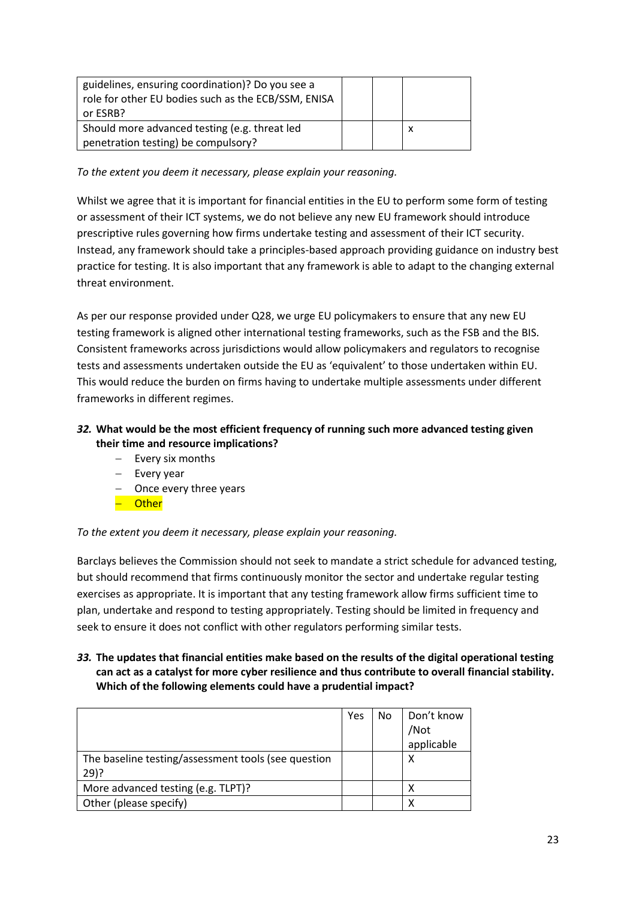| | | | |
|---|---|---|---|
| guidelines, ensuring coordination)? Do you see a role for other EU bodies such as the ECB/SSM, ENISA or ESRB? | | | |
| Should more advanced testing (e.g. threat led penetration testing) be compulsory? | | | x |

*To the extent you deem it necessary, please explain your reasoning.*

Whilst we agree that it is important for financial entities in the EU to perform some form of testing or assessment of their ICT systems, we do not believe any new EU framework should introduce prescriptive rules governing how firms undertake testing and assessment of their ICT security. Instead, any framework should take a principles-based approach providing guidance on industry best practice for testing. It is also important that any framework is able to adapt to the changing external threat environment.

As per our response provided under Q28, we urge EU policymakers to ensure that any new EU testing framework is aligned other international testing frameworks, such as the FSB and the BIS. Consistent frameworks across jurisdictions would allow policymakers and regulators to recognise tests and assessments undertaken outside the EU as 'equivalent' to those undertaken within EU. This would reduce the burden on firms having to undertake multiple assessments under different frameworks in different regimes.

***32.* What would be the most efficient frequency of running such more advanced testing given their time and resource implications?**

- Every six months
- Every year
- Once every three years
- Other

*To the extent you deem it necessary, please explain your reasoning.*

Barclays believes the Commission should not seek to mandate a strict schedule for advanced testing, but should recommend that firms continuously monitor the sector and undertake regular testing exercises as appropriate. It is important that any testing framework allow firms sufficient time to plan, undertake and respond to testing appropriately. Testing should be limited in frequency and seek to ensure it does not conflict with other regulators performing similar tests.

***33.* The updates that financial entities make based on the results of the digital operational testing can act as a catalyst for more cyber resilience and thus contribute to overall financial stability. Which of the following elements could have a prudential impact?**

| | Yes | No | Don't know /Not applicable |
|---|---|---|---|
| The baseline testing/assessment tools (see question 29)? | | | X |
| More advanced testing (e.g. TLPT)? | | | X |
| Other (please specify) | | | X |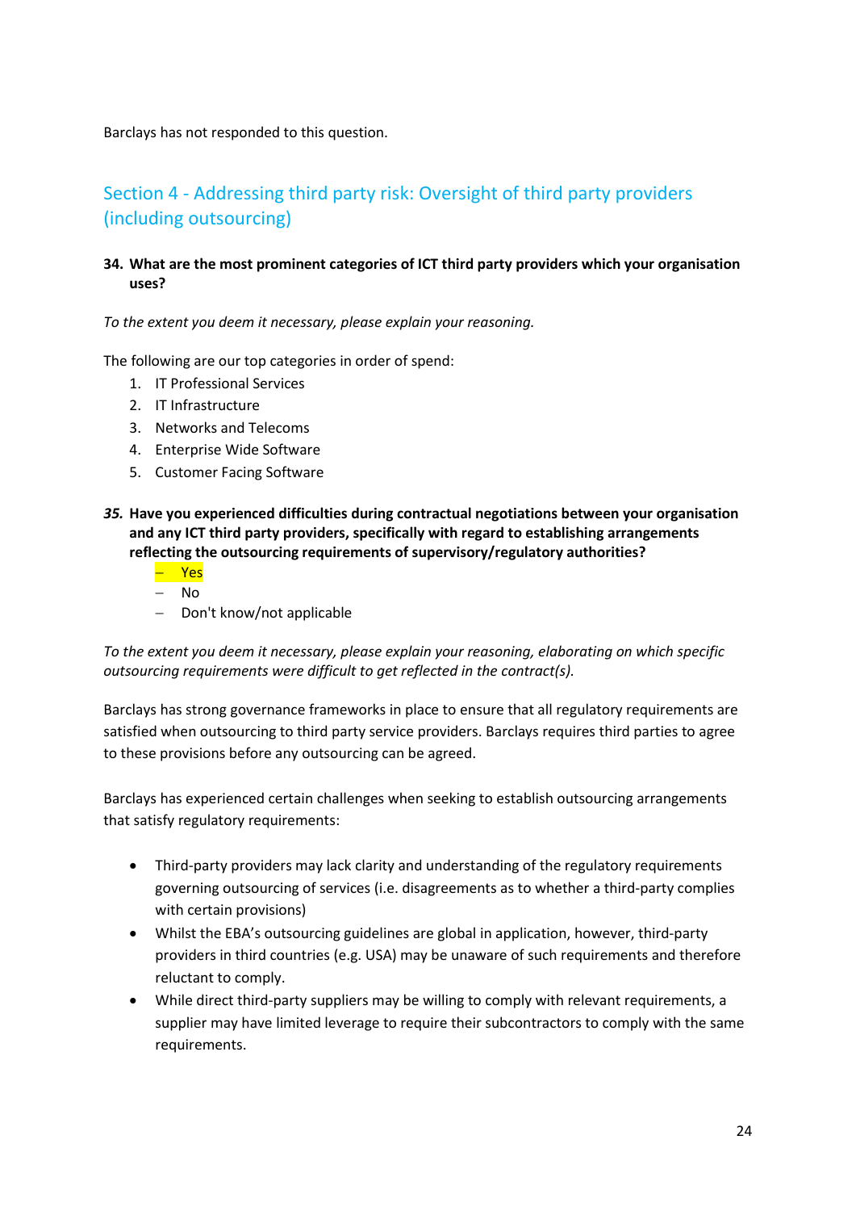Barclays has not responded to this question.

## Section 4 - Addressing third party risk: Oversight of third party providers (including outsourcing)

**34. What are the most prominent categories of ICT third party providers which your organisation uses?**

*To the extent you deem it necessary, please explain your reasoning.*

The following are our top categories in order of spend:

1. IT Professional Services
2. IT Infrastructure
3. Networks and Telecoms
4. Enterprise Wide Software
5. Customer Facing Software

***35.*** **Have you experienced difficulties during contractual negotiations between your organisation and any ICT third party providers, specifically with regard to establishing arrangements reflecting the outsourcing requirements of supervisory/regulatory authorities?**

- Yes
- No
- Don't know/not applicable

*To the extent you deem it necessary, please explain your reasoning, elaborating on which specific outsourcing requirements were difficult to get reflected in the contract(s).*

Barclays has strong governance frameworks in place to ensure that all regulatory requirements are satisfied when outsourcing to third party service providers. Barclays requires third parties to agree to these provisions before any outsourcing can be agreed.

Barclays has experienced certain challenges when seeking to establish outsourcing arrangements that satisfy regulatory requirements:

- Third-party providers may lack clarity and understanding of the regulatory requirements governing outsourcing of services (i.e. disagreements as to whether a third-party complies with certain provisions)
- Whilst the EBA's outsourcing guidelines are global in application, however, third-party providers in third countries (e.g. USA) may be unaware of such requirements and therefore reluctant to comply.
- While direct third-party suppliers may be willing to comply with relevant requirements, a supplier may have limited leverage to require their subcontractors to comply with the same requirements.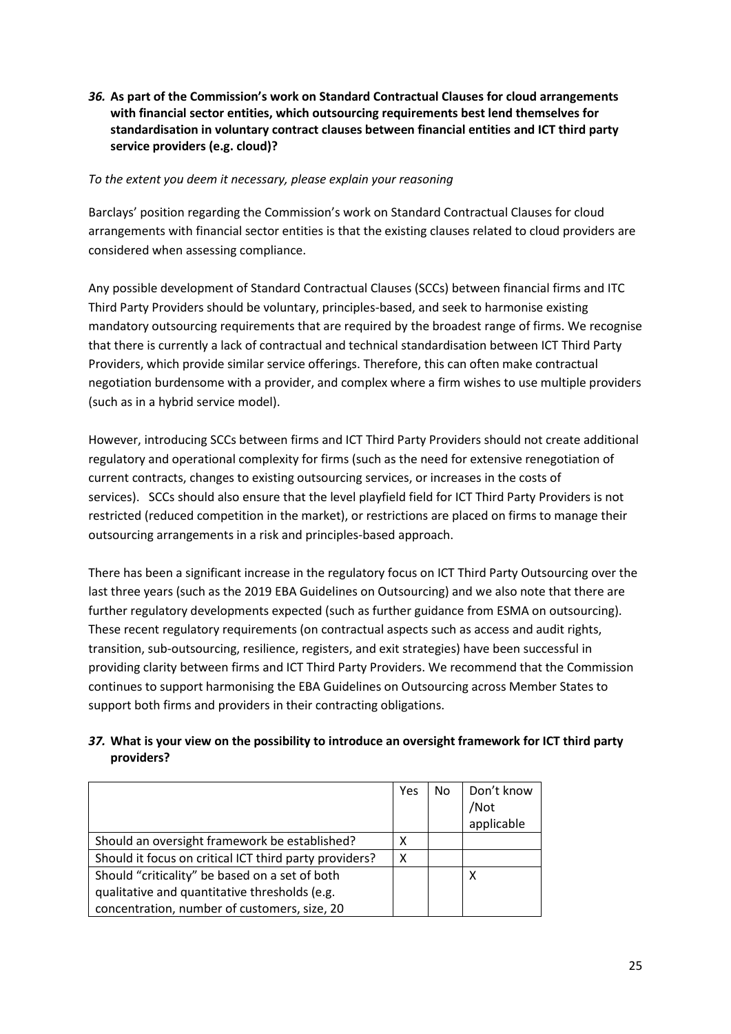*36.* **As part of the Commission's work on Standard Contractual Clauses for cloud arrangements with financial sector entities, which outsourcing requirements best lend themselves for standardisation in voluntary contract clauses between financial entities and ICT third party service providers (e.g. cloud)?**

*To the extent you deem it necessary, please explain your reasoning*

Barclays' position regarding the Commission's work on Standard Contractual Clauses for cloud arrangements with financial sector entities is that the existing clauses related to cloud providers are considered when assessing compliance.

Any possible development of Standard Contractual Clauses (SCCs) between financial firms and ITC Third Party Providers should be voluntary, principles-based, and seek to harmonise existing mandatory outsourcing requirements that are required by the broadest range of firms. We recognise that there is currently a lack of contractual and technical standardisation between ICT Third Party Providers, which provide similar service offerings. Therefore, this can often make contractual negotiation burdensome with a provider, and complex where a firm wishes to use multiple providers (such as in a hybrid service model).

However, introducing SCCs between firms and ICT Third Party Providers should not create additional regulatory and operational complexity for firms (such as the need for extensive renegotiation of current contracts, changes to existing outsourcing services, or increases in the costs of services). SCCs should also ensure that the level playfield field for ICT Third Party Providers is not restricted (reduced competition in the market), or restrictions are placed on firms to manage their outsourcing arrangements in a risk and principles-based approach.

There has been a significant increase in the regulatory focus on ICT Third Party Outsourcing over the last three years (such as the 2019 EBA Guidelines on Outsourcing) and we also note that there are further regulatory developments expected (such as further guidance from ESMA on outsourcing). These recent regulatory requirements (on contractual aspects such as access and audit rights, transition, sub-outsourcing, resilience, registers, and exit strategies) have been successful in providing clarity between firms and ICT Third Party Providers. We recommend that the Commission continues to support harmonising the EBA Guidelines on Outsourcing across Member States to support both firms and providers in their contracting obligations.

*37.* **What is your view on the possibility to introduce an oversight framework for ICT third party providers?**

| | Yes | No | Don't know /Not applicable |
|---|---|---|---|
| Should an oversight framework be established? | X | | |
| Should it focus on critical ICT third party providers? | X | | |
| Should "criticality" be based on a set of both qualitative and quantitative thresholds (e.g. concentration, number of customers, size, 20 | | | X |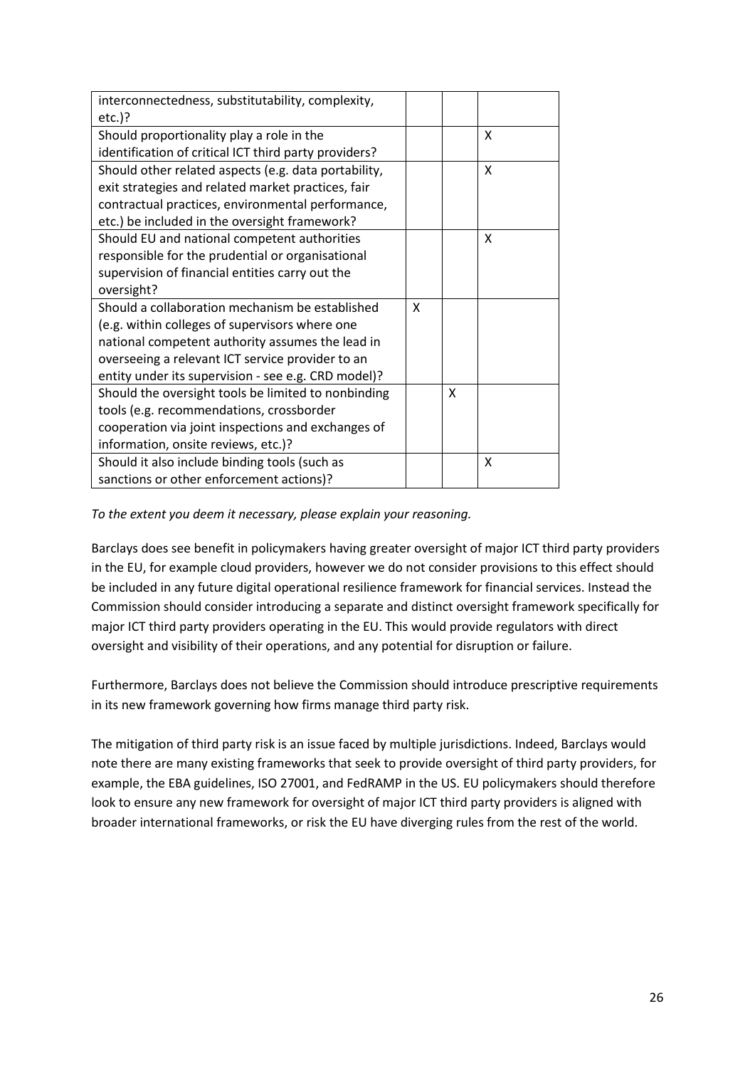| | | | |
|---|---|---|---|
| interconnectedness, substitutability, complexity, etc.)? | | | |
| Should proportionality play a role in the identification of critical ICT third party providers? | | | X |
| Should other related aspects (e.g. data portability, exit strategies and related market practices, fair contractual practices, environmental performance, etc.) be included in the oversight framework? | | | X |
| Should EU and national competent authorities responsible for the prudential or organisational supervision of financial entities carry out the oversight? | | | X |
| Should a collaboration mechanism be established (e.g. within colleges of supervisors where one national competent authority assumes the lead in overseeing a relevant ICT service provider to an entity under its supervision - see e.g. CRD model)? | X | | |
| Should the oversight tools be limited to nonbinding tools (e.g. recommendations, crossborder cooperation via joint inspections and exchanges of information, onsite reviews, etc.)? | | X | |
| Should it also include binding tools (such as sanctions or other enforcement actions)? | | | X |

*To the extent you deem it necessary, please explain your reasoning.*

Barclays does see benefit in policymakers having greater oversight of major ICT third party providers in the EU, for example cloud providers, however we do not consider provisions to this effect should be included in any future digital operational resilience framework for financial services. Instead the Commission should consider introducing a separate and distinct oversight framework specifically for major ICT third party providers operating in the EU. This would provide regulators with direct oversight and visibility of their operations, and any potential for disruption or failure.

Furthermore, Barclays does not believe the Commission should introduce prescriptive requirements in its new framework governing how firms manage third party risk.

The mitigation of third party risk is an issue faced by multiple jurisdictions. Indeed, Barclays would note there are many existing frameworks that seek to provide oversight of third party providers, for example, the EBA guidelines, ISO 27001, and FedRAMP in the US. EU policymakers should therefore look to ensure any new framework for oversight of major ICT third party providers is aligned with broader international frameworks, or risk the EU have diverging rules from the rest of the world.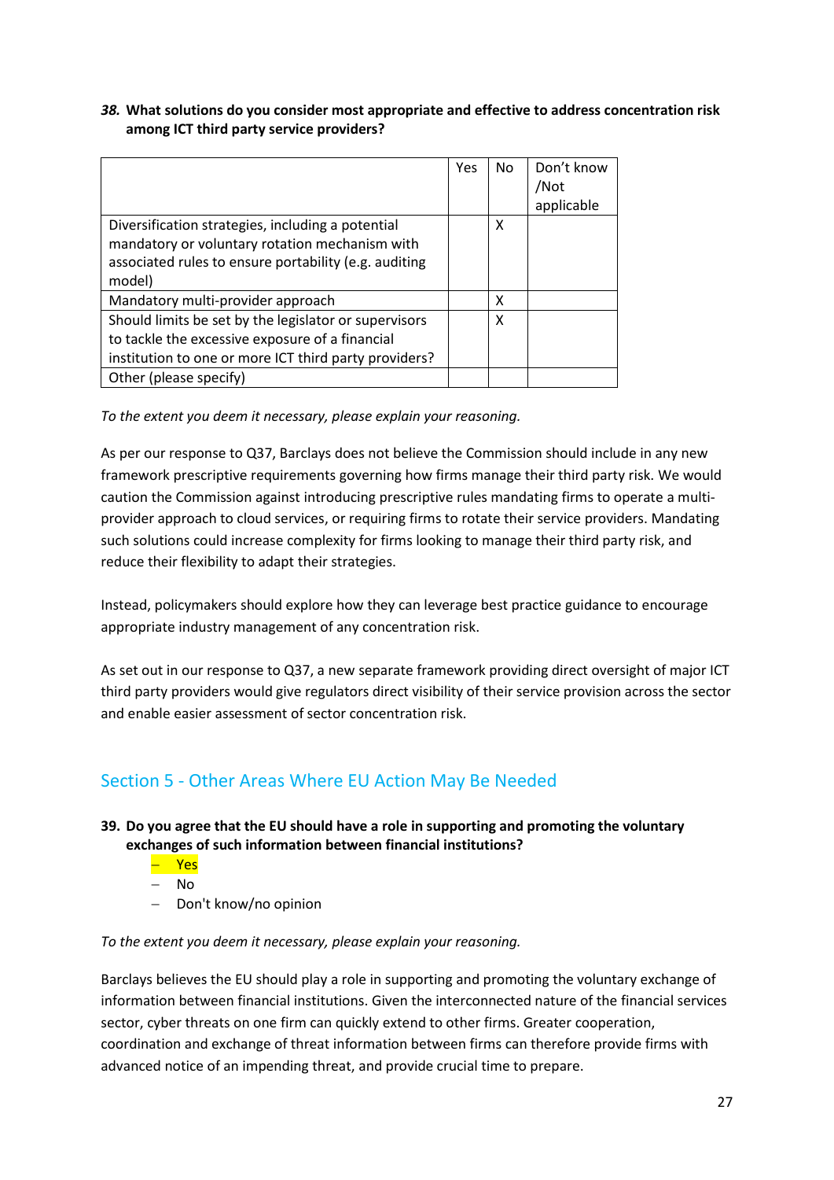***38.* What solutions do you consider most appropriate and effective to address concentration risk among ICT third party service providers?**

| | Yes | No | Don't know /Not applicable |
|---|---|---|---|
| Diversification strategies, including a potential mandatory or voluntary rotation mechanism with associated rules to ensure portability (e.g. auditing model) | | X | |
| Mandatory multi-provider approach | | X | |
| Should limits be set by the legislator or supervisors to tackle the excessive exposure of a financial institution to one or more ICT third party providers? | | X | |
| Other (please specify) | | | |

*To the extent you deem it necessary, please explain your reasoning.*

As per our response to Q37, Barclays does not believe the Commission should include in any new framework prescriptive requirements governing how firms manage their third party risk. We would caution the Commission against introducing prescriptive rules mandating firms to operate a multi-provider approach to cloud services, or requiring firms to rotate their service providers. Mandating such solutions could increase complexity for firms looking to manage their third party risk, and reduce their flexibility to adapt their strategies.

Instead, policymakers should explore how they can leverage best practice guidance to encourage appropriate industry management of any concentration risk.

As set out in our response to Q37, a new separate framework providing direct oversight of major ICT third party providers would give regulators direct visibility of their service provision across the sector and enable easier assessment of sector concentration risk.

## Section 5 - Other Areas Where EU Action May Be Needed

**39. Do you agree that the EU should have a role in supporting and promoting the voluntary exchanges of such information between financial institutions?**

- Yes
- No
- Don't know/no opinion

*To the extent you deem it necessary, please explain your reasoning.*

Barclays believes the EU should play a role in supporting and promoting the voluntary exchange of information between financial institutions. Given the interconnected nature of the financial services sector, cyber threats on one firm can quickly extend to other firms. Greater cooperation, coordination and exchange of threat information between firms can therefore provide firms with advanced notice of an impending threat, and provide crucial time to prepare.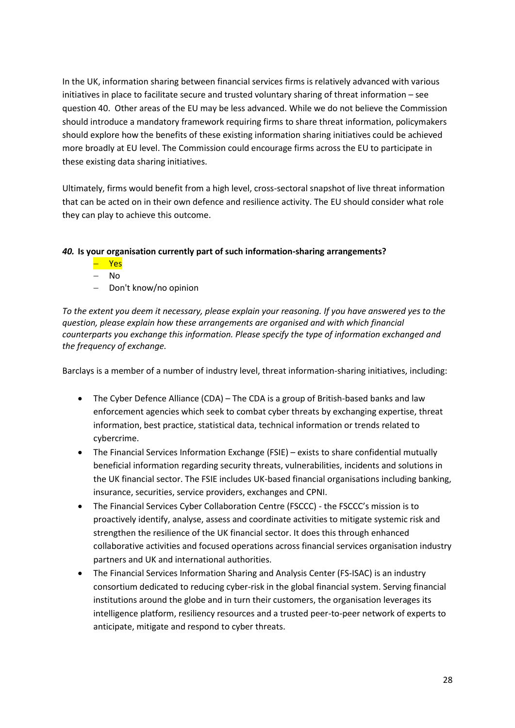In the UK, information sharing between financial services firms is relatively advanced with various initiatives in place to facilitate secure and trusted voluntary sharing of threat information – see question 40. Other areas of the EU may be less advanced. While we do not believe the Commission should introduce a mandatory framework requiring firms to share threat information, policymakers should explore how the benefits of these existing information sharing initiatives could be achieved more broadly at EU level. The Commission could encourage firms across the EU to participate in these existing data sharing initiatives.

Ultimately, firms would benefit from a high level, cross-sectoral snapshot of live threat information that can be acted on in their own defence and resilience activity. The EU should consider what role they can play to achieve this outcome.

***40.* Is your organisation currently part of such information-sharing arrangements?**

- Yes
- No
- Don't know/no opinion

*To the extent you deem it necessary, please explain your reasoning. If you have answered yes to the question, please explain how these arrangements are organised and with which financial counterparts you exchange this information. Please specify the type of information exchanged and the frequency of exchange.*

Barclays is a member of a number of industry level, threat information-sharing initiatives, including:

- The Cyber Defence Alliance (CDA) – The CDA is a group of British-based banks and law enforcement agencies which seek to combat cyber threats by exchanging expertise, threat information, best practice, statistical data, technical information or trends related to cybercrime.
- The Financial Services Information Exchange (FSIE) – exists to share confidential mutually beneficial information regarding security threats, vulnerabilities, incidents and solutions in the UK financial sector. The FSIE includes UK-based financial organisations including banking, insurance, securities, service providers, exchanges and CPNI.
- The Financial Services Cyber Collaboration Centre (FSCCC) - the FSCCC's mission is to proactively identify, analyse, assess and coordinate activities to mitigate systemic risk and strengthen the resilience of the UK financial sector. It does this through enhanced collaborative activities and focused operations across financial services organisation industry partners and UK and international authorities.
- The Financial Services Information Sharing and Analysis Center (FS-ISAC) is an industry consortium dedicated to reducing cyber-risk in the global financial system. Serving financial institutions around the globe and in turn their customers, the organisation leverages its intelligence platform, resiliency resources and a trusted peer-to-peer network of experts to anticipate, mitigate and respond to cyber threats.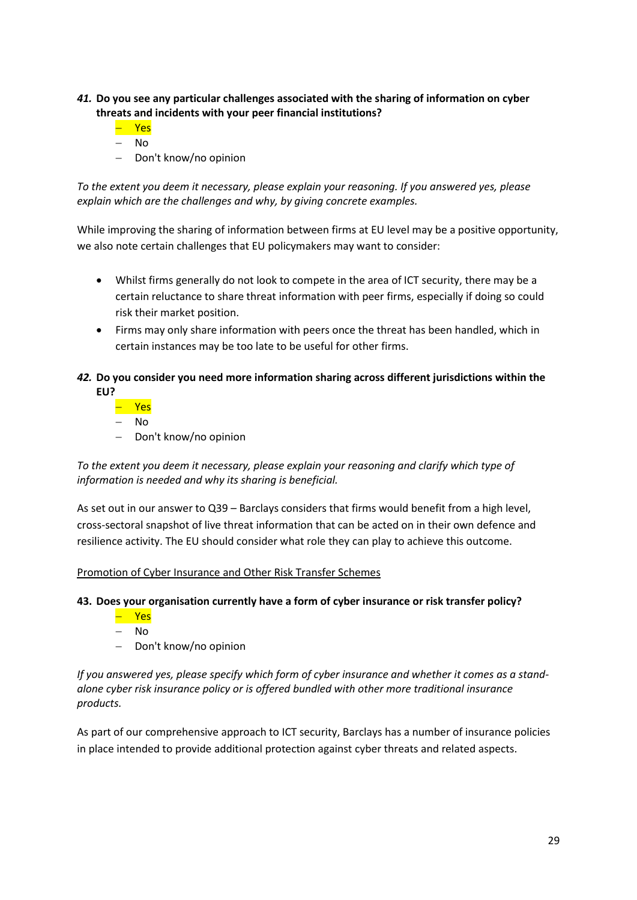*41.* **Do you see any particular challenges associated with the sharing of information on cyber threats and incidents with your peer financial institutions?**

- Yes
- No
- Don't know/no opinion

*To the extent you deem it necessary, please explain your reasoning. If you answered yes, please explain which are the challenges and why, by giving concrete examples.*

While improving the sharing of information between firms at EU level may be a positive opportunity, we also note certain challenges that EU policymakers may want to consider:

- Whilst firms generally do not look to compete in the area of ICT security, there may be a certain reluctance to share threat information with peer firms, especially if doing so could risk their market position.
- Firms may only share information with peers once the threat has been handled, which in certain instances may be too late to be useful for other firms.

*42.* **Do you consider you need more information sharing across different jurisdictions within the EU?**

- Yes
- No
- Don't know/no opinion

*To the extent you deem it necessary, please explain your reasoning and clarify which type of information is needed and why its sharing is beneficial.*

As set out in our answer to Q39 – Barclays considers that firms would benefit from a high level, cross-sectoral snapshot of live threat information that can be acted on in their own defence and resilience activity. The EU should consider what role they can play to achieve this outcome.

Promotion of Cyber Insurance and Other Risk Transfer Schemes

**43. Does your organisation currently have a form of cyber insurance or risk transfer policy?**

- Yes
- No
- Don't know/no opinion

*If you answered yes, please specify which form of cyber insurance and whether it comes as a stand-alone cyber risk insurance policy or is offered bundled with other more traditional insurance products.*

As part of our comprehensive approach to ICT security, Barclays has a number of insurance policies in place intended to provide additional protection against cyber threats and related aspects.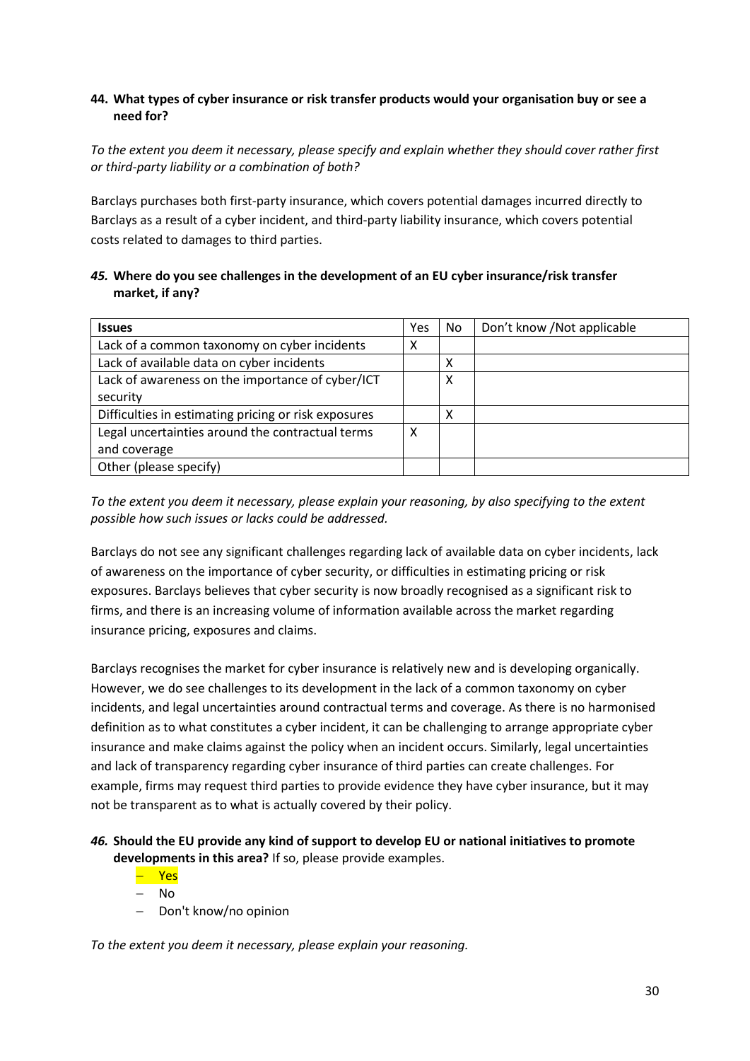**44. What types of cyber insurance or risk transfer products would your organisation buy or see a need for?**

*To the extent you deem it necessary, please specify and explain whether they should cover rather first or third-party liability or a combination of both?*

Barclays purchases both first-party insurance, which covers potential damages incurred directly to Barclays as a result of a cyber incident, and third-party liability insurance, which covers potential costs related to damages to third parties.

***45.* Where do you see challenges in the development of an EU cyber insurance/risk transfer market, if any?**

| **Issues** | Yes | No | Don't know /Not applicable |
|---|---|---|---|
| Lack of a common taxonomy on cyber incidents | X | | |
| Lack of available data on cyber incidents | | X | |
| Lack of awareness on the importance of cyber/ICT security | | X | |
| Difficulties in estimating pricing or risk exposures | | X | |
| Legal uncertainties around the contractual terms and coverage | X | | |
| Other (please specify) | | | |

*To the extent you deem it necessary, please explain your reasoning, by also specifying to the extent possible how such issues or lacks could be addressed.*

Barclays do not see any significant challenges regarding lack of available data on cyber incidents, lack of awareness on the importance of cyber security, or difficulties in estimating pricing or risk exposures. Barclays believes that cyber security is now broadly recognised as a significant risk to firms, and there is an increasing volume of information available across the market regarding insurance pricing, exposures and claims.

Barclays recognises the market for cyber insurance is relatively new and is developing organically. However, we do see challenges to its development in the lack of a common taxonomy on cyber incidents, and legal uncertainties around contractual terms and coverage. As there is no harmonised definition as to what constitutes a cyber incident, it can be challenging to arrange appropriate cyber insurance and make claims against the policy when an incident occurs. Similarly, legal uncertainties and lack of transparency regarding cyber insurance of third parties can create challenges. For example, firms may request third parties to provide evidence they have cyber insurance, but it may not be transparent as to what is actually covered by their policy.

***46.* Should the EU provide any kind of support to develop EU or national initiatives to promote developments in this area?** If so, please provide examples.

- Yes
- No
- Don't know/no opinion

*To the extent you deem it necessary, please explain your reasoning.*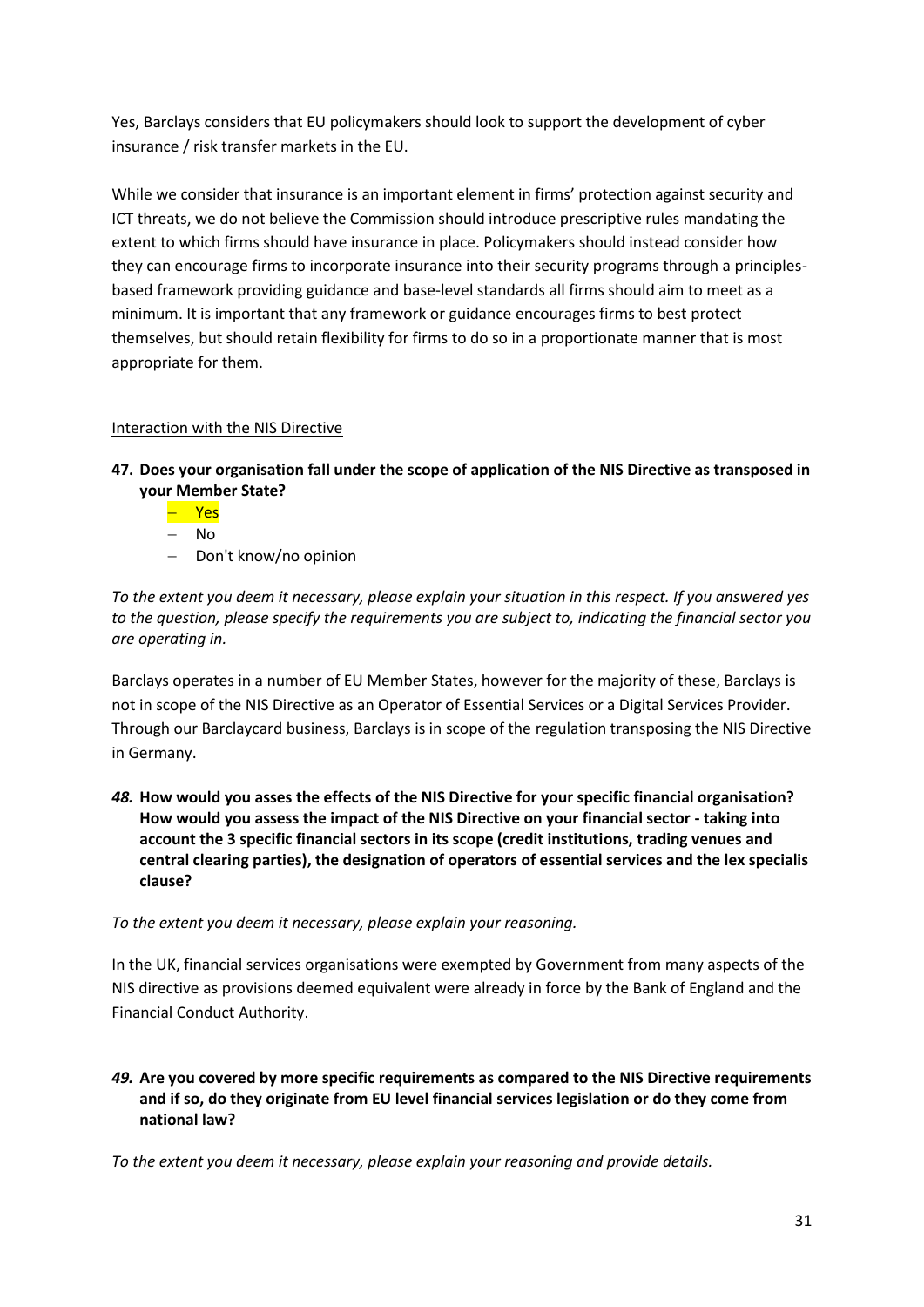Yes, Barclays considers that EU policymakers should look to support the development of cyber insurance / risk transfer markets in the EU.

While we consider that insurance is an important element in firms' protection against security and ICT threats, we do not believe the Commission should introduce prescriptive rules mandating the extent to which firms should have insurance in place. Policymakers should instead consider how they can encourage firms to incorporate insurance into their security programs through a principles-based framework providing guidance and base-level standards all firms should aim to meet as a minimum. It is important that any framework or guidance encourages firms to best protect themselves, but should retain flexibility for firms to do so in a proportionate manner that is most appropriate for them.

Interaction with the NIS Directive

**47. Does your organisation fall under the scope of application of the NIS Directive as transposed in your Member State?**

- Yes
- No
- Don't know/no opinion

*To the extent you deem it necessary, please explain your situation in this respect. If you answered yes to the question, please specify the requirements you are subject to, indicating the financial sector you are operating in.*

Barclays operates in a number of EU Member States, however for the majority of these, Barclays is not in scope of the NIS Directive as an Operator of Essential Services or a Digital Services Provider. Through our Barclaycard business, Barclays is in scope of the regulation transposing the NIS Directive in Germany.

***48.* How would you asses the effects of the NIS Directive for your specific financial organisation? How would you assess the impact of the NIS Directive on your financial sector - taking into account the 3 specific financial sectors in its scope (credit institutions, trading venues and central clearing parties), the designation of operators of essential services and the lex specialis clause?**

*To the extent you deem it necessary, please explain your reasoning.*

In the UK, financial services organisations were exempted by Government from many aspects of the NIS directive as provisions deemed equivalent were already in force by the Bank of England and the Financial Conduct Authority.

***49.* Are you covered by more specific requirements as compared to the NIS Directive requirements and if so, do they originate from EU level financial services legislation or do they come from national law?**

*To the extent you deem it necessary, please explain your reasoning and provide details.*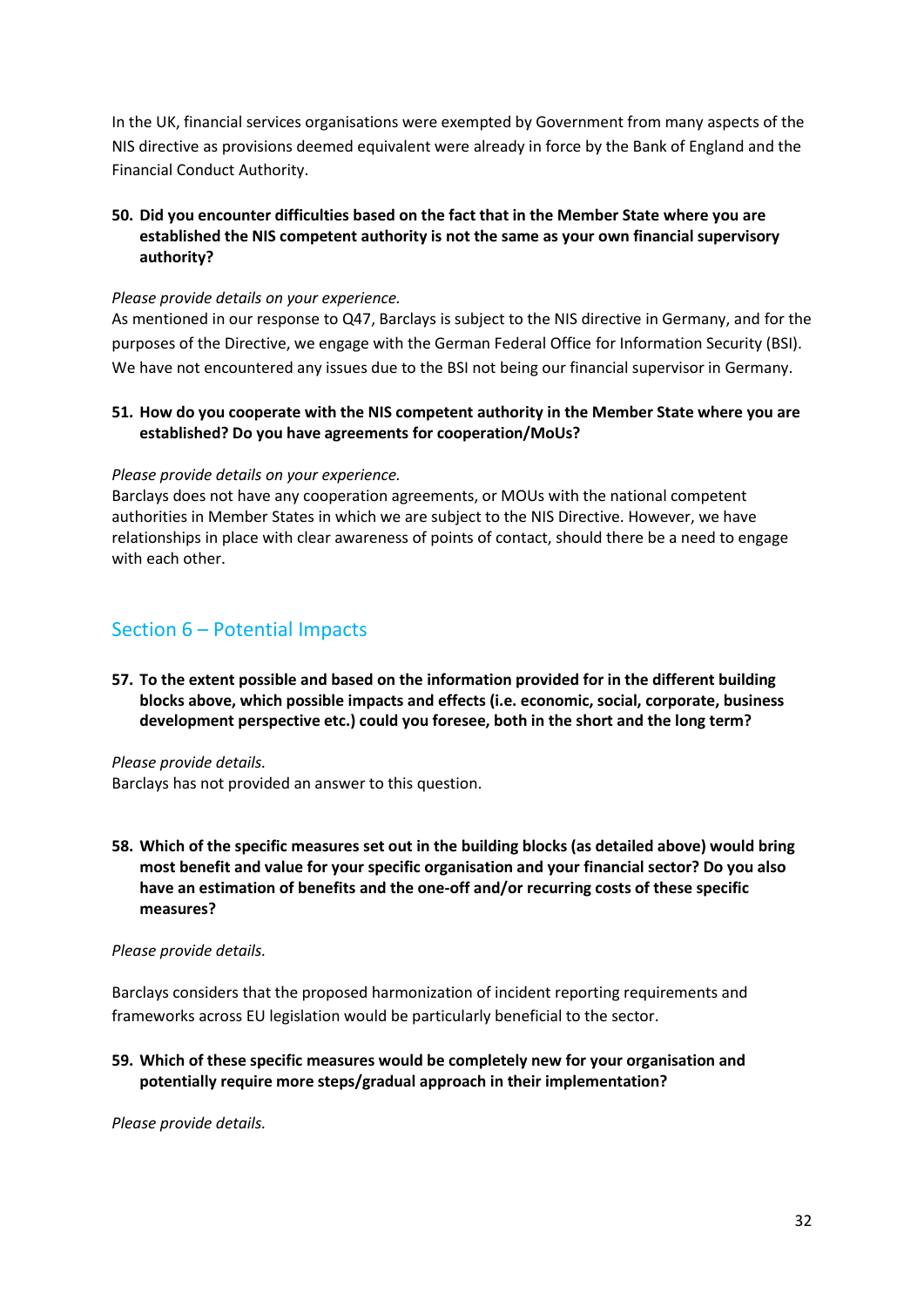In the UK, financial services organisations were exempted by Government from many aspects of the NIS directive as provisions deemed equivalent were already in force by the Bank of England and the Financial Conduct Authority.

**50. Did you encounter difficulties based on the fact that in the Member State where you are established the NIS competent authority is not the same as your own financial supervisory authority?**

*Please provide details on your experience.*

As mentioned in our response to Q47, Barclays is subject to the NIS directive in Germany, and for the purposes of the Directive, we engage with the German Federal Office for Information Security (BSI). We have not encountered any issues due to the BSI not being our financial supervisor in Germany.

**51. How do you cooperate with the NIS competent authority in the Member State where you are established? Do you have agreements for cooperation/MoUs?**

*Please provide details on your experience.*

Barclays does not have any cooperation agreements, or MOUs with the national competent authorities in Member States in which we are subject to the NIS Directive. However, we have relationships in place with clear awareness of points of contact, should there be a need to engage with each other.

## Section 6 – Potential Impacts

**57. To the extent possible and based on the information provided for in the different building blocks above, which possible impacts and effects (i.e. economic, social, corporate, business development perspective etc.) could you foresee, both in the short and the long term?**

*Please provide details.*

Barclays has not provided an answer to this question.

**58. Which of the specific measures set out in the building blocks (as detailed above) would bring most benefit and value for your specific organisation and your financial sector? Do you also have an estimation of benefits and the one-off and/or recurring costs of these specific measures?**

*Please provide details.*

Barclays considers that the proposed harmonization of incident reporting requirements and frameworks across EU legislation would be particularly beneficial to the sector.

**59. Which of these specific measures would be completely new for your organisation and potentially require more steps/gradual approach in their implementation?**

*Please provide details.*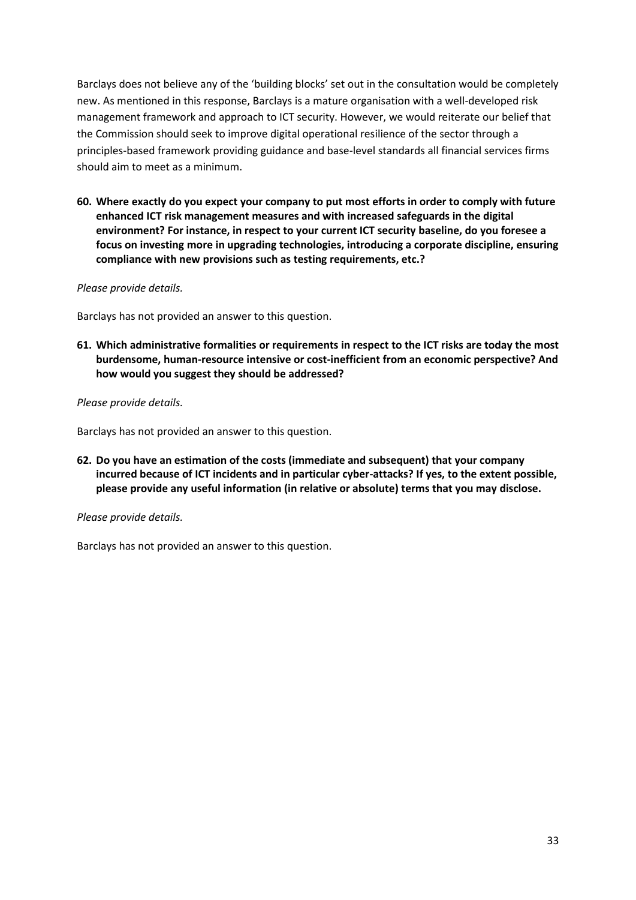Barclays does not believe any of the 'building blocks' set out in the consultation would be completely new. As mentioned in this response, Barclays is a mature organisation with a well-developed risk management framework and approach to ICT security. However, we would reiterate our belief that the Commission should seek to improve digital operational resilience of the sector through a principles-based framework providing guidance and base-level standards all financial services firms should aim to meet as a minimum.

**60. Where exactly do you expect your company to put most efforts in order to comply with future enhanced ICT risk management measures and with increased safeguards in the digital environment? For instance, in respect to your current ICT security baseline, do you foresee a focus on investing more in upgrading technologies, introducing a corporate discipline, ensuring compliance with new provisions such as testing requirements, etc.?**

*Please provide details.*

Barclays has not provided an answer to this question.

**61. Which administrative formalities or requirements in respect to the ICT risks are today the most burdensome, human-resource intensive or cost-inefficient from an economic perspective? And how would you suggest they should be addressed?**

*Please provide details.*

Barclays has not provided an answer to this question.

**62. Do you have an estimation of the costs (immediate and subsequent) that your company incurred because of ICT incidents and in particular cyber-attacks? If yes, to the extent possible, please provide any useful information (in relative or absolute) terms that you may disclose.**

*Please provide details.*

Barclays has not provided an answer to this question.